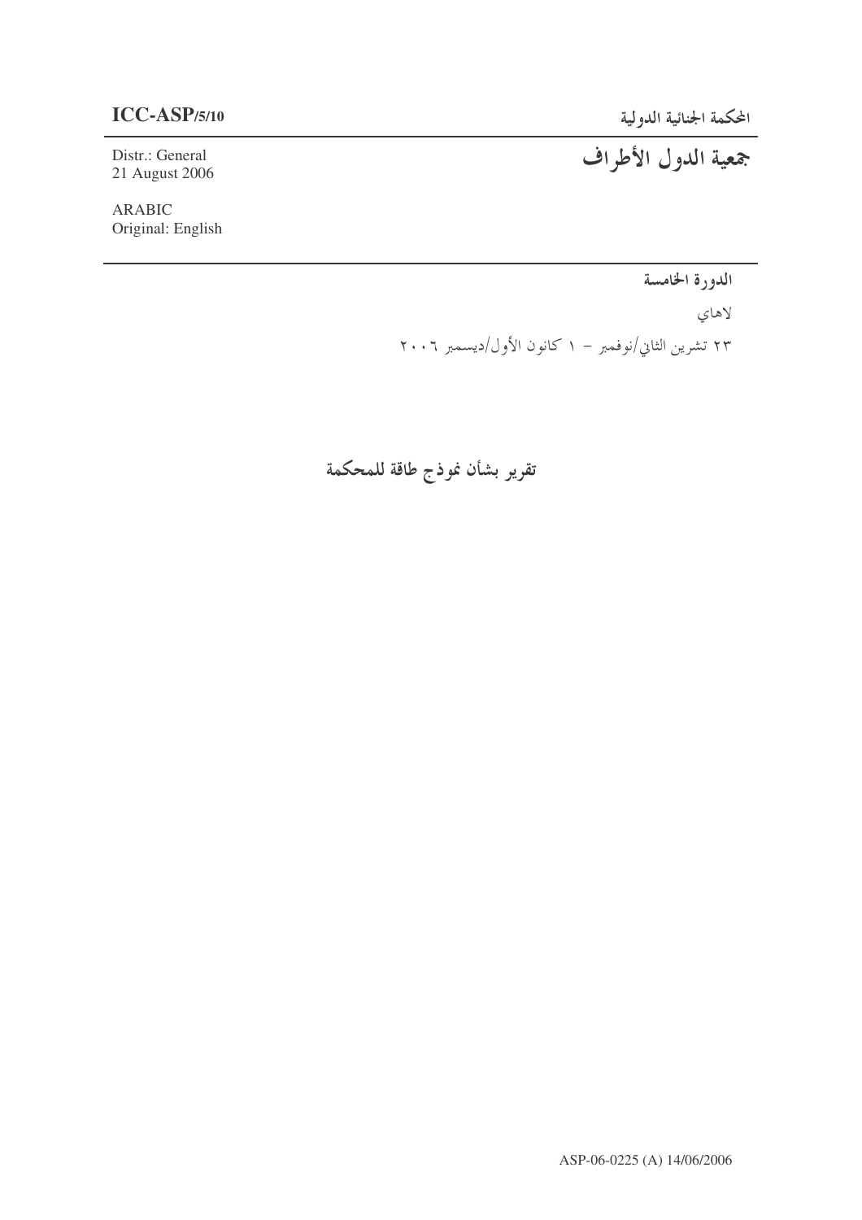**ICC-ASP/5/10**

Distr.: General
21 August 2006

ARABIC
Original: English

المحكمة الجنائية الدولية

# جمعية الدول الأطراف

**الدورة الخامسة**

لاهاي

٢٣ تشرين الثاني/نوفمبر – ١ كانون الأول/ديسمبر ٢٠٠٦

## تقرير بشأن نموذج طاقة للمحكمة

ASP-06-0225 (A) 14/06/2006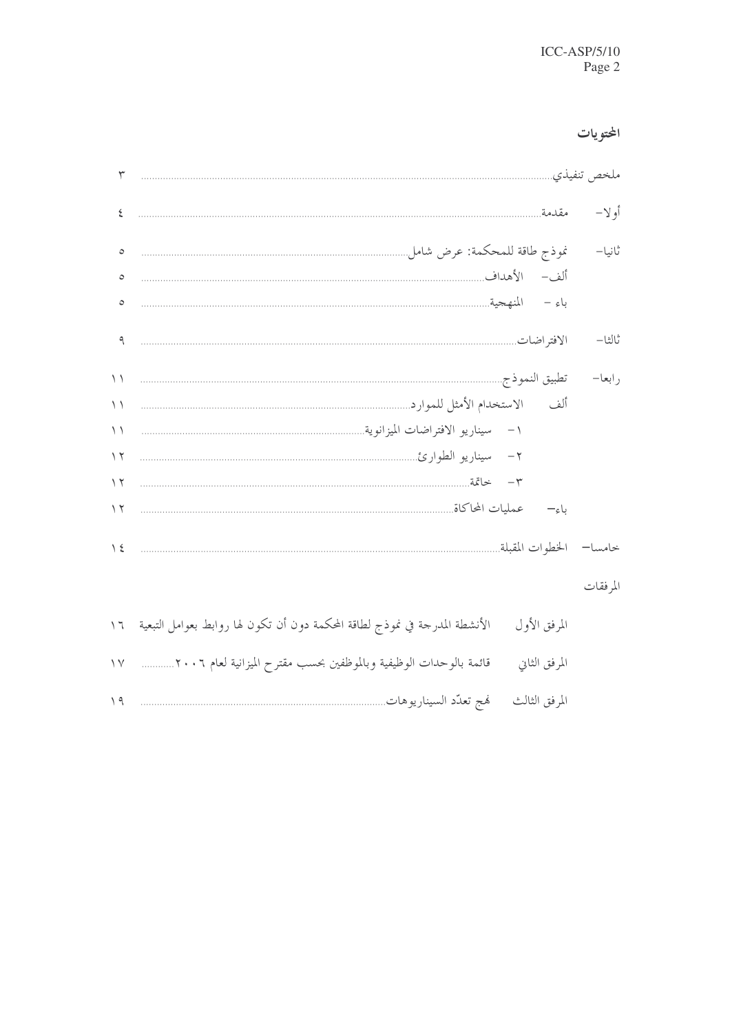# المحتويات

| | |
|---|---|
| ملخص تنفيذي | ٣ |
| أولا- مقدمة | ٤ |
| ثانيا- نموذج طاقة للمحكمة: عرض شامل | ٥ |
| ألف- الأهداف | ٥ |
| باء - المنهجية | ٥ |
| ثالثا- الافتراضات | ٩ |
| رابعا- تطبيق النموذج | ١١ |
| ألف الاستخدام الأمثل للموارد | ١١ |
| ١- سيناريو الافتراضات الميزانوية | ١١ |
| ٢- سيناريو الطوارئ | ١٢ |
| ٣- خاتمة | ١٢ |
| باء- عمليات المحاكاة | ١٢ |
| خامسا- الخطوات المقبلة | ١٤ |

المرفقات

| | | |
|---|---|---|
| المرفق الأول | الأنشطة المدرجة في نموذج لطاقة المحكمة دون أن تكون لها روابط بعوامل التبعية | ١٦ |
| المرفق الثاني | قائمة بالوحدات الوظيفية وبالموظفين بحسب مقترح الميزانية لعام ٢٠٠٦ | ١٧ |
| المرفق الثالث | نهج تعدّد السيناريوهات | ١٩ |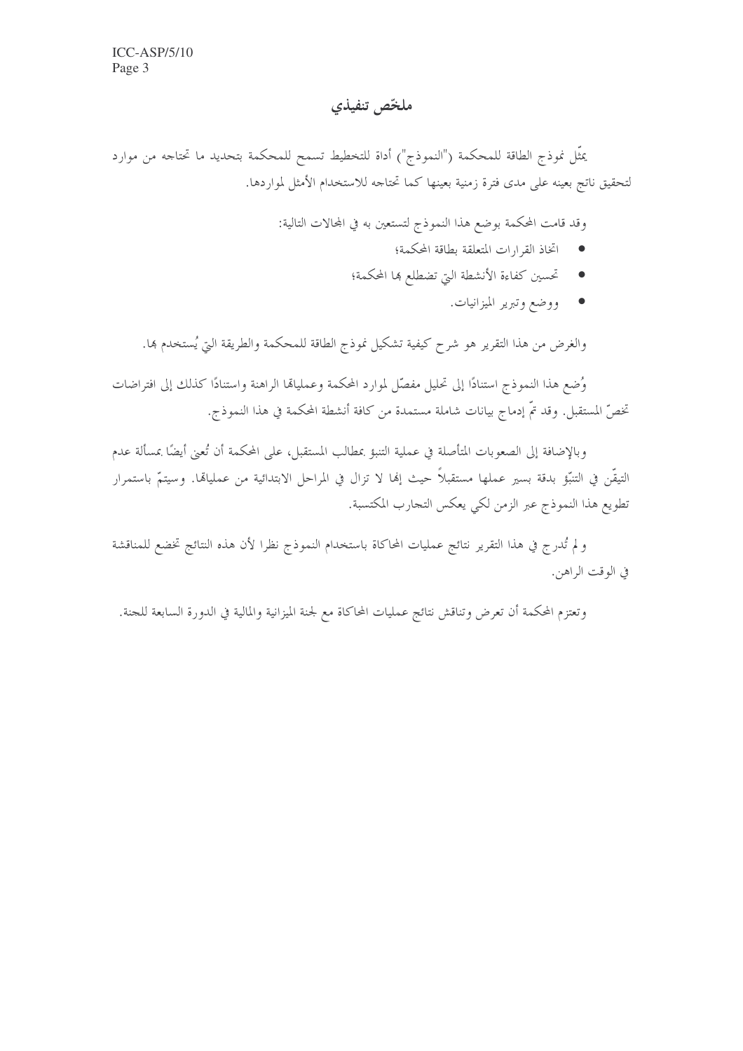# ملخّص تنفيذي

يمثّل نموذج الطاقة للمحكمة ("النموذج") أداة للتخطيط تسمح للمحكمة بتحديد ما تحتاجه من موارد لتحقيق ناتج بعينه على مدى فترة زمنية بعينها كما تحتاجه للاستخدام الأمثل لمواردها.

وقد قامت المحكمة بوضع هذا النموذج لتستعين به في المجالات التالية:

- اتخاذ القرارات المتعلقة بطاقة المحكمة؛
- تحسين كفاءة الأنشطة التي تضطلع بها المحكمة؛
- ووضع وتبرير الميزانيات.

والغرض من هذا التقرير هو شرح كيفية تشكيل نموذج الطاقة للمحكمة والطريقة التي يُستخدم بها.

وُضع هذا النموذج استنادًا إلى تحليل مفصّل لموارد المحكمة وعملياتها الراهنة واستنادًا كذلك إلى افتراضات تخصّ المستقبل. وقد تمّ إدماج بيانات شاملة مستمدة من كافة أنشطة المحكمة في هذا النموذج.

وبالإضافة إلى الصعوبات المتأصلة في عملية التنبؤ بمطالب المستقبل، على المحكمة أن تُعنى أيضًا بمسألة عدم التيقّن في التنبّؤ بدقة بسير عملها مستقبلاً حيث إنها لا تزال في المراحل الابتدائية من عملياتها. وسيتمّ باستمرار تطويع هذا النموذج عبر الزمن لكي يعكس التجارب المكتسبة.

ولم تُدرج في هذا التقرير نتائج عمليات المحاكاة باستخدام النموذج نظرا لأن هذه النتائج تخضع للمناقشة في الوقت الراهن.

وتعتزم المحكمة أن تعرض وتناقش نتائج عمليات المحاكاة مع لجنة الميزانية والمالية في الدورة السابعة للجنة.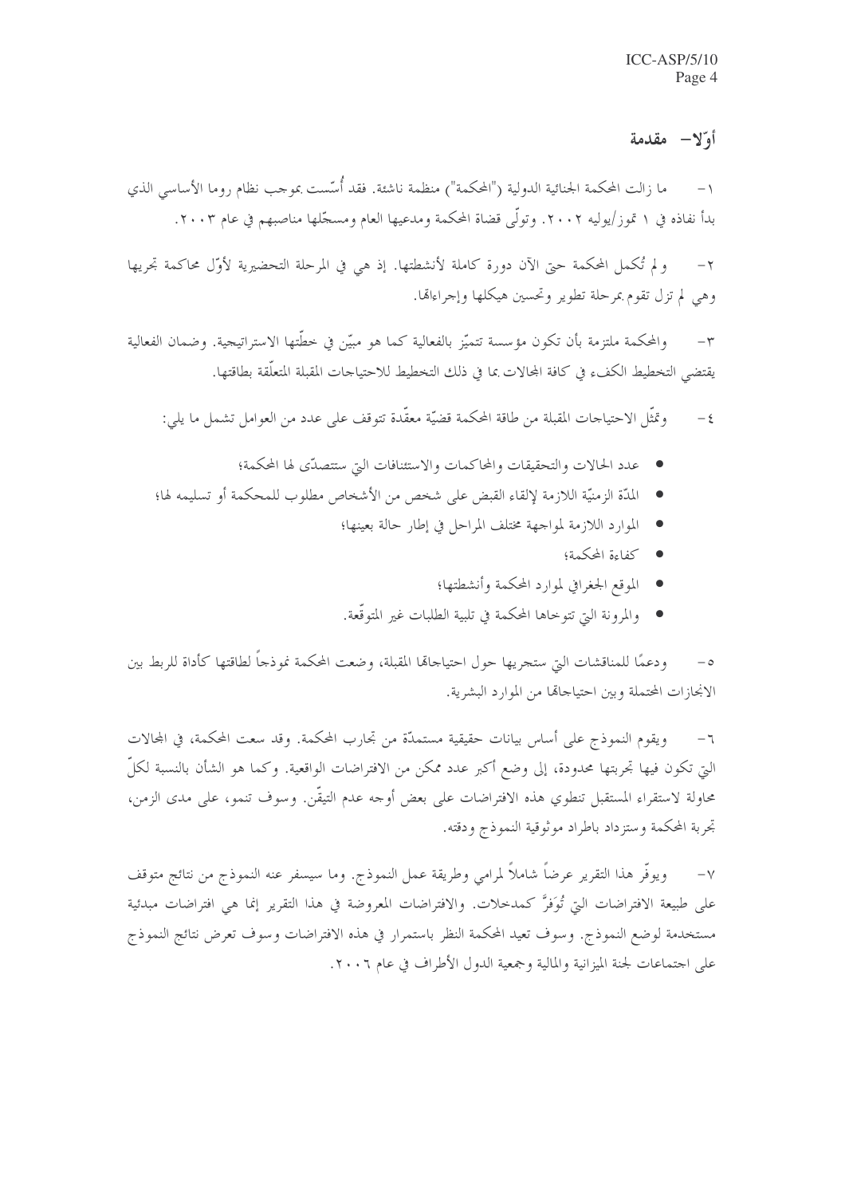## أوّلا– مقدمة

١– ما زالت المحكمة الجنائية الدولية ("المحكمة") منظمة ناشئة. فقد أُسّست بموجب نظام روما الأساسي الذي بدأ نفاذه في ١ تموز/يوليه ٢٠٠٢. وتولّى قضاة المحكمة ومدعيها العام ومسجّلها مناصبهم في عام ٢٠٠٣.

٢– و لم تُكمل المحكمة حتى الآن دورة كاملة لأنشطتها. إذ هي في المرحلة التحضيرية لأوّل محاكمة تجريها وهي لم تزل تقوم بمرحلة تطوير وتحسين هيكلها وإجراءاتها.

٣– والمحكمة ملتزمة بأن تكون مؤسسة تتميّز بالفعالية كما هو مبيّن في خطّتها الاستراتيجية. وضمان الفعالية يقتضي التخطيط الكفء في كافة المجالات بما في ذلك التخطيط للاحتياجات المقبلة المتعلّقة بطاقتها.

٤– وتمثّل الاحتياجات المقبلة من طاقة المحكمة قضيّة معقّدة تتوقف على عدد من العوامل تشمل ما يلي:

- عدد الحالات والتحقيقات والمحاكمات والاستئنافات التي ستتصدّى لها المحكمة؛
- المدّة الزمنيّة اللازمة لإلقاء القبض على شخص من الأشخاص مطلوب للمحكمة أو تسليمه لها؛
- الموارد اللازمة لمواجهة مختلف المراحل في إطار حالة بعينها؛
- كفاءة المحكمة؛
- الموقع الجغرافي لموارد المحكمة وأنشطتها؛
- والمرونة التي تتوخاها المحكمة في تلبية الطلبات غير المتوقّعة.

٥– ودعمًا للمناقشات التي ستجريها حول احتياجاتها المقبلة، وضعت المحكمة نموذجاً لطاقتها كأداة للربط بين الانجازات المحتملة وبين احتياجاتها من الموارد البشرية.

٦– ويقوم النموذج على أساس بيانات حقيقية مستمدّة من تجارب المحكمة. وقد سعت المحكمة، في المجالات التي تكون فيها تجربتها محدودة، إلى وضع أكبر عدد ممكن من الافتراضات الواقعية. وكما هو الشأن بالنسبة لكلّ محاولة لاستقراء المستقبل تنطوي هذه الافتراضات على بعض أوجه عدم التيقّن. وسوف تنمو، على مدى الزمن، تجربة المحكمة وستزداد باطراد موثوقية النموذج ودقته.

٧– ويوفّر هذا التقرير عرضاً شاملاً لمرامي وطريقة عمل النموذج. وما سيسفر عنه النموذج من نتائج متوقف على طبيعة الافتراضات التي تُوَفرَّ كمدخلات. والافتراضات المعروضة في هذا التقرير إنما هي افتراضات مبدئية مستخدمة لوضع النموذج. وسوف تعيد المحكمة النظر باستمرار في هذه الافتراضات وسوف تعرض نتائج النموذج على اجتماعات لجنة الميزانية والمالية وجمعية الدول الأطراف في عام ٢٠٠٦.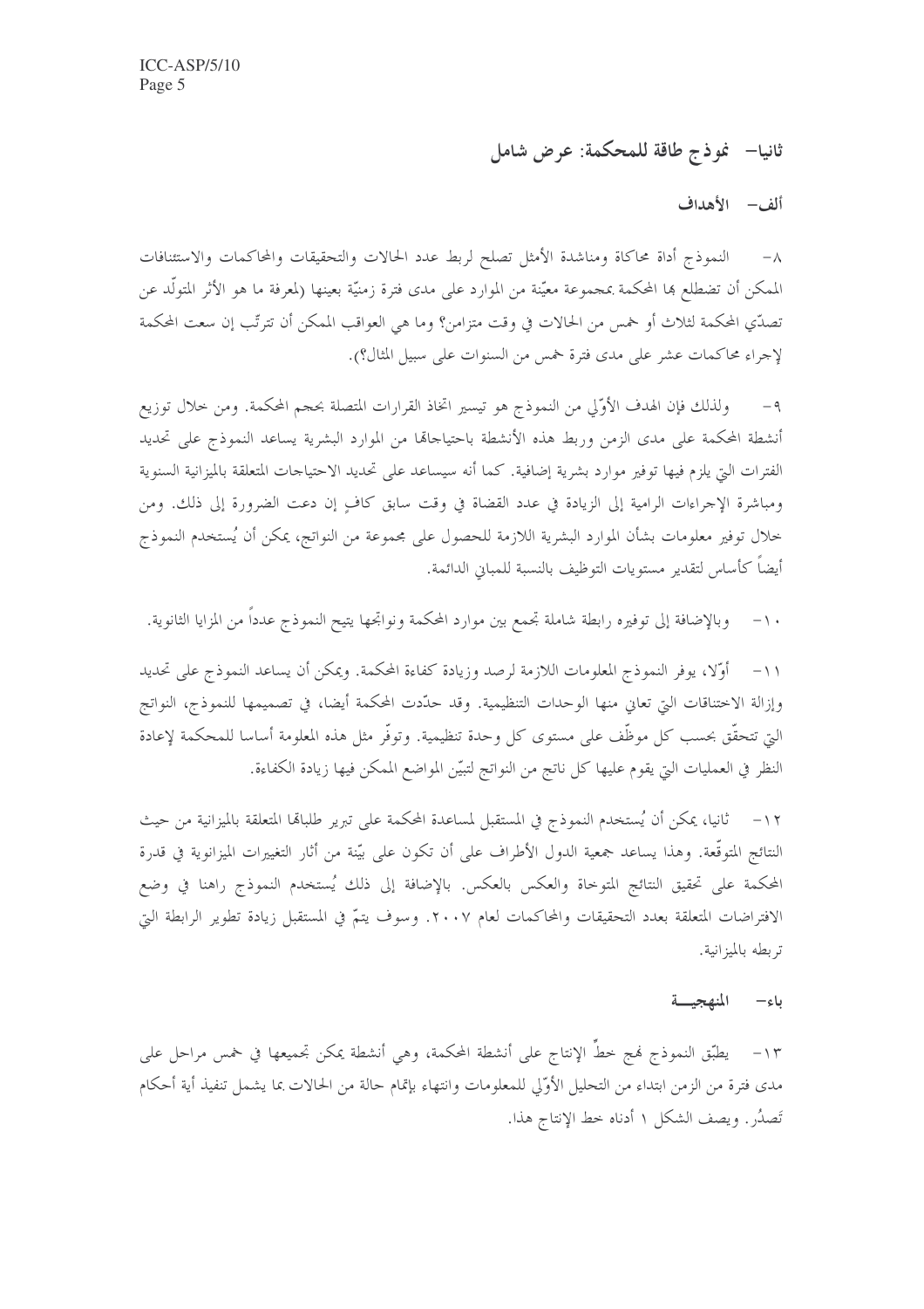## ثانيا– نموذج طاقة للمحكمة: عرض شامل

### ألف– الأهداف

٨– النموذج أداة محاكاة ومناشدة الأمثل تصلح لربط عدد الحالات والتحقيقات والمحاكمات والاستئنافات الممكن أن تضطلع بها المحكمة بمجموعة معيّنة من الموارد على مدى فترة زمنيّة بعينها (لمعرفة ما هو الأثر المتولّد عن تصدّي المحكمة لثلاث أو خمس من الحالات في وقت متزامن؟ وما هي العواقب الممكن أن تترتّب إن سعت المحكمة لإجراء محاكمات عشر على مدى فترة خمس من السنوات على سبيل المثال؟).

٩– ولذلك فإن الهدف الأوّلي من النموذج هو تيسير اتخاذ القرارات المتصلة بحجم المحكمة. ومن خلال توزيع أنشطة المحكمة على مدى الزمن وربط هذه الأنشطة باحتياجاتها من الموارد البشرية يساعد النموذج على تحديد الفترات التي يلزم فيها توفير موارد بشرية إضافية. كما أنه سيساعد على تحديد الاحتياجات المتعلقة بالميزانية السنوية ومباشرة الإجراءات الرامية إلى الزيادة في عدد القضاة في وقت سابق كافٍ إن دعت الضرورة إلى ذلك. ومن خلال توفير معلومات بشأن الموارد البشرية اللازمة للحصول على مجموعة من النواتج، يمكن أن يُستخدم النموذج أيضاً كأساس لتقدير مستويات التوظيف بالنسبة للمباني الدائمة.

١٠– وبالإضافة إلى توفيره رابطة شاملة تجمع بين موارد المحكمة ونواتجها يتيح النموذج عدداً من المزايا الثانوية.

١١– أوّلا، يوفر النموذج المعلومات اللازمة لرصد وزيادة كفاءة المحكمة. ويمكن أن يساعد النموذج على تحديد وإزالة الاختناقات التي تعاني منها الوحدات التنظيمية. وقد حدّدت المحكمة أيضا، في تصميمها للنموذج، النواتج التي تتحقّق بحسب كل موظّف على مستوى كل وحدة تنظيمية. وتوفّر مثل هذه المعلومة أساسا للمحكمة لإعادة النظر في العمليات التي يقوم عليها كل ناتج من النواتج لتبيّن المواضع الممكن فيها زيادة الكفاءة.

١٢– ثانيا، يمكن أن يُستخدم النموذج في المستقبل لمساعدة المحكمة على تبرير طلباتها المتعلقة بالميزانية من حيث النتائج المتوقّعة. وهذا يساعد جمعية الدول الأطراف على أن تكون على بيّنة من آثار التغييرات الميزانوية في قدرة المحكمة على تحقيق النتائج المتوخاة والعكس بالعكس. بالإضافة إلى ذلك يُستخدم النموذج راهنا في وضع الافتراضات المتعلقة بعدد التحقيقات والمحاكمات لعام ٢٠٠٧. وسوف يتمّ في المستقبل زيادة تطوير الرابطة التي تربطه بالميزانية.

### باء– المنهجيـــة

١٣– يطبّق النموذج نهج خطّ الإنتاج على أنشطة المحكمة، وهي أنشطة يمكن تجميعها في خمس مراحل على مدى فترة من الزمن ابتداء من التحليل الأوّلي للمعلومات وانتهاء بإتمام حالة من الحالات بما يشمل تنفيذ أية أحكام تَصدُر. ويصف الشكل ١ أدناه خط الإنتاج هذا.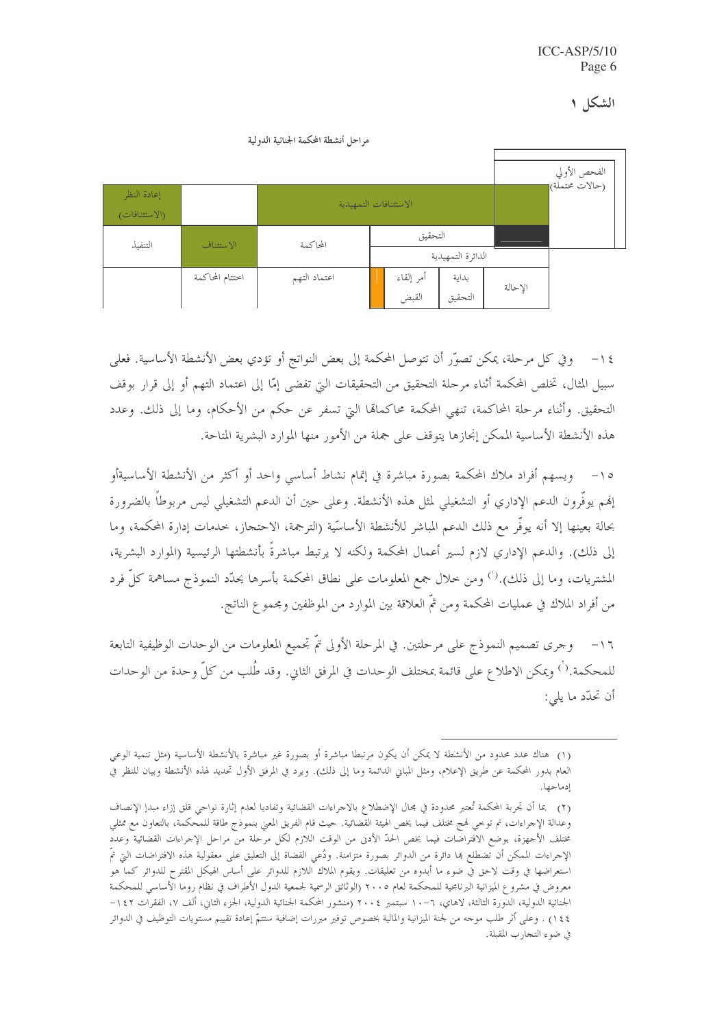# الشكل ١

مراحل أنشطة المحكمة الجنائية الدولية

| الفحص الأولي (حالات محتملة) | | | | | | |
|---|---|---|---|---|---|---|
| | | الاستئنافات التمهيدية | | | | إعادة النظر (الاستئنافات) |
| | | التحقيق | | المحاكمة | الاستئناف | التنفيذ |
| | | الدائرة التمهيدية | | | | |
| الإحالة | بداية التحقيق | أمر إلقاء القبض | | اعتماد التهم | اختتام المحاكمة | |

١٤- وفي كل مرحلة، يمكن تصوّر أن تتوصل المحكمة إلى بعض النواتج أو تؤدي بعض الأنشطة الأساسية. فعلى سبيل المثال، تخلص المحكمة أثناء مرحلة التحقيق من التحقيقات التي تفضي إمّا إلى اعتماد التهم أو إلى قرار بوقف التحقيق. وأثناء مرحلة المحاكمة، تنهي المحكمة محاكماتها التي تسفر عن حكم من الأحكام، وما إلى ذلك. وعدد هذه الأنشطة الأساسية الممكن إنجازها يتوقف على جملة من الأمور منها الموارد البشرية المتاحة.

١٥- ويسهم أفراد ملاك المحكمة بصورة مباشرة في إتمام نشاط أساسي واحد أو أكثر من الأنشطة الأساسيةأو إنهم يوفّرون الدعم الإداري أو التشغيلي لمثل هذه الأنشطة. وعلى حين أن الدعم التشغيلي ليس مربوطاً بالضرورة بحالة بعينها إلا أنه يوفّر مع ذلك الدعم المباشر للأنشطة الأساسّية (الترجمة، الاحتجاز، خدمات إدارة المحكمة، وما إلى ذلك). والدعم الإداري لازم لسير أعمال المحكمة ولكنه لا يرتبط مباشرةً بأنشطتها الرئيسية (الموارد البشرية، المشتريات، وما إلى ذلك).[1] ومن خلال جمع المعلومات على نطاق المحكمة بأسرها يحدّد النموذج مساهمة كلّ فرد من أفراد الملاك في عمليات المحكمة ومن ثمّ العلاقة بين الموارد من الموظفين ومجموع الناتج.

١٦- وجرى تصميم النموذج على مرحلتين. في المرحلة الأولى تمّ تجميع المعلومات من الوحدات الوظيفية التابعة للمحكمة.[2] ويمكن الاطلاع على قائمة بمختلف الوحدات في المرفق الثاني. وقد طُلب من كلّ وحدة من الوحدات أن تحدّد ما يلي:

---

(١) هناك عدد محدود من الأنشطة لا يمكن أن يكون مرتبطا مباشرة أو بصورة غير مباشرة بالأنشطة الأساسية (مثل تنمية الوعي العام بدور المحكمة عن طريق الإعلام، ومثل المباني الدائمة وما إلى ذلك). ويرد في المرفق الأول تحديد لهذه الأنشطة وبيان للنظر في إدماجها.

(٢) بما أن تجربة المحكمة تُعتبر محدودة في مجال الإضطلاع بالاجراءات القضائية وتفاديا لعدم إثارة نواحي قلق إزاء مبدإ الإنصاف وعدالة الإجراءات، تم توخي نهج مختلف فيما يخص الهيئة القضائية. حيث قام الفريق المعني بنموذج طاقة للمحكمة، بالتعاون مع ممثلي مختلف الأجهزة، بوضع الافتراضات فيما يخص الحدّ الأدنى من الوقت اللازم لكل مرحلة من مراحل الإجراءات القضائية وعدد الإجراءات الممكن أن تضطلع بها دائرة من الدوائر بصورة متزامنة. ودُعي القضاة إلى التعليق على معقولية هذه الافتراضات التي تمّ استعراضها في وقت لاحق في ضوء ما أبدوه من تعليقات. ويقوم الملاك اللازم للدوائر على أساس الهيكل المقترح للدوائر كما هو معروض في مشروع الميزانية البرنامجية للمحكمة لعام ٢٠٠٥ (الوثائق الرسمية لجمعية الدول الأطراف في نظام روما الأساسي للمحكمة الجنائية الدولية، الدورة الثالثة، لاهاي، ٦-١٠ سبتمبر ٢٠٠٤ (منشور المحكمة الجنائية الدولية، الجزء الثاني، ألف ٧، الفقرات ١٤٢-١٤٤) . وعلى أثر طلب موجه من لجنة الميزانية والمالية بخصوص توفير مبررات إضافية ستتمّ إعادة تقييم مستويات التوظيف في الدوائر في ضوء التجارب المقبلة.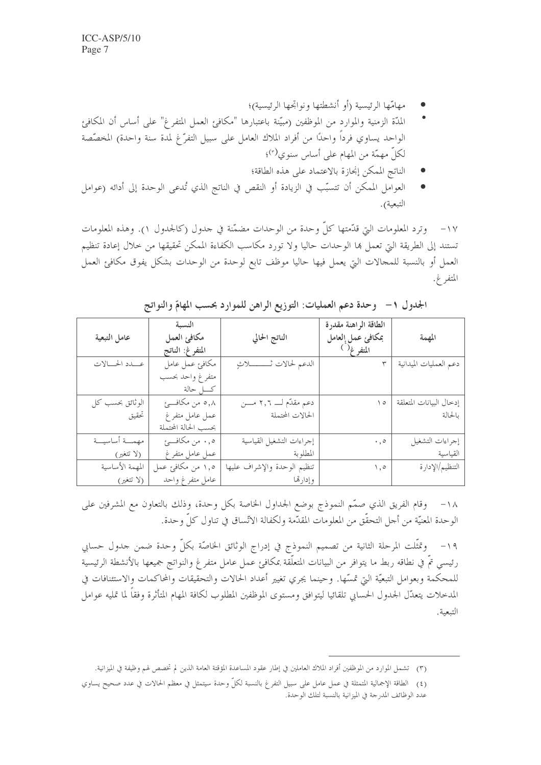- مهامّها الرئيسية (أو أنشطتها ونواتجها الرئيسية)؛
- المدّة الزمنية والموارد من الموظفين (مبيّنة باعتبارها "مكافئ العمل المتفرغ" على أساس أن المكافئ الواحد يساوي فرداً واحدًا من أفراد الملاك العامل على سبيل التفرّغ لمدة سنة واحدة) المخصّصة لكلّ مهمّة من المهام على أساس سنوي[3]؛
- الناتج الممكن إنجازه بالاعتماد على هذه الطاقة؛
- العوامل الممكن أن تتسبّب في الزيادة أو النقص في الناتج الذي تُدعى الوحدة إلى أدائه (عوامل التبعية).

١٧- وترد المعلومات التي قدّمتها كلّ وحدة من الوحدات مضمّنة في جدول (كالجدول ١). وهذه المعلومات تستند إلى الطريقة التي تعمل بها الوحدات حاليا ولا تورد مكاسب الكفاءة الممكن تحقيقها من خلال إعادة تنظيم العمل أو بالنسبة للمجالات التي يعمل فيها حاليا موظف تابع لوحدة من الوحدات بشكل يفوق مكافئ العمل المتفرغ.

الجدول ١- وحدة دعم العمليات: التوزيع الراهن للموارد بحسب المهامّ والنواتج

| المهمة | الطاقة الراهنة مقدرة بمكافئ عمل العامل المتفرغ[4] | الناتج الحالي | النسبة مكافئ العمل المتفرغ: الناتج | عامل التبعية |
|---|---|---|---|---|
| دعم العمليات الميدانية | ٣ | الدعم لحالات ثلاث | مكافئ عمل عامل متفرغ واحد بحسب كل حالة | عدد الحالات |
| إدخال البيانات المتعلقة بالحالة | ١٥ | دعم مقدّم لـ ٢,٦ من الحالات المحتملة | ٥,٨ من مكافئ عمل عامل متفرغ بحسب الحالة المحتملة | الوثائق بحسب كل تحقيق |
| إجراءات التشغيل القياسية | ٠,٥ | إجراءات التشغيل القياسية المطلوبة | ٠,٥ من مكافئ عمل عامل متفرغ | مهمة أساسية (لا تتغير) |
| التنظيم/الإدارة | ١,٥ | تنظيم الوحدة والإشراف عليها وإدارتها | ١,٥ من مكافئ عمل عامل متفرغ واحد | المهمة الأساسية (لا تتغير) |

١٨- وقام الفريق الذي صمّم النموذج بوضع الجداول الخاصة بكل وحدة، وذلك بالتعاون مع المشرفين على الوحدة المعنيّة من أجل التحقّق من المعلومات المقدّمة ولكفالة الاتّساق في تناول كلّ وحدة.

١٩- وتمثّلت المرحلة الثانية من تصميم النموذج في إدراج الوثائق الخاصّة بكلّ وحدة ضمن جدول حسابي رئيسي تمّ في نطاقه ربط ما يتوافر من البيانات المتعلّقة بمكافئ عمل عامل متفرغ والنواتج جميعها بالأنشطة الرئيسية للمحكمة وبعوامل التبعيّة التي تمسّها. وحينما يجري تغيير أعداد الحالات والتحقيقات والمحاكمات والاستئنافات في المدخلات يتعدّل الجدول الحسابي تلقائيا ليتوافق ومستوى الموظفين المطلوب لكافة المهام المتأثرة وفقاً لما تمليه عوامل التبعية.

---

(٣) تشمل الموارد من الموظفين أفراد الملاك العاملين في إطار عقود المساعدة المؤقتة العامة الذين لم تخصص لهم وظيفة في الميزانية.

(٤) الطاقة الإجمالية المتمثلة في عمل عامل على سبيل التفرغ بالنسبة لكلّ وحدة سيتمثل في معظم الحالات في عدد صحيح يساوي عدد الوظائف المدرجة في الميزانية بالنسبة لتلك الوحدة.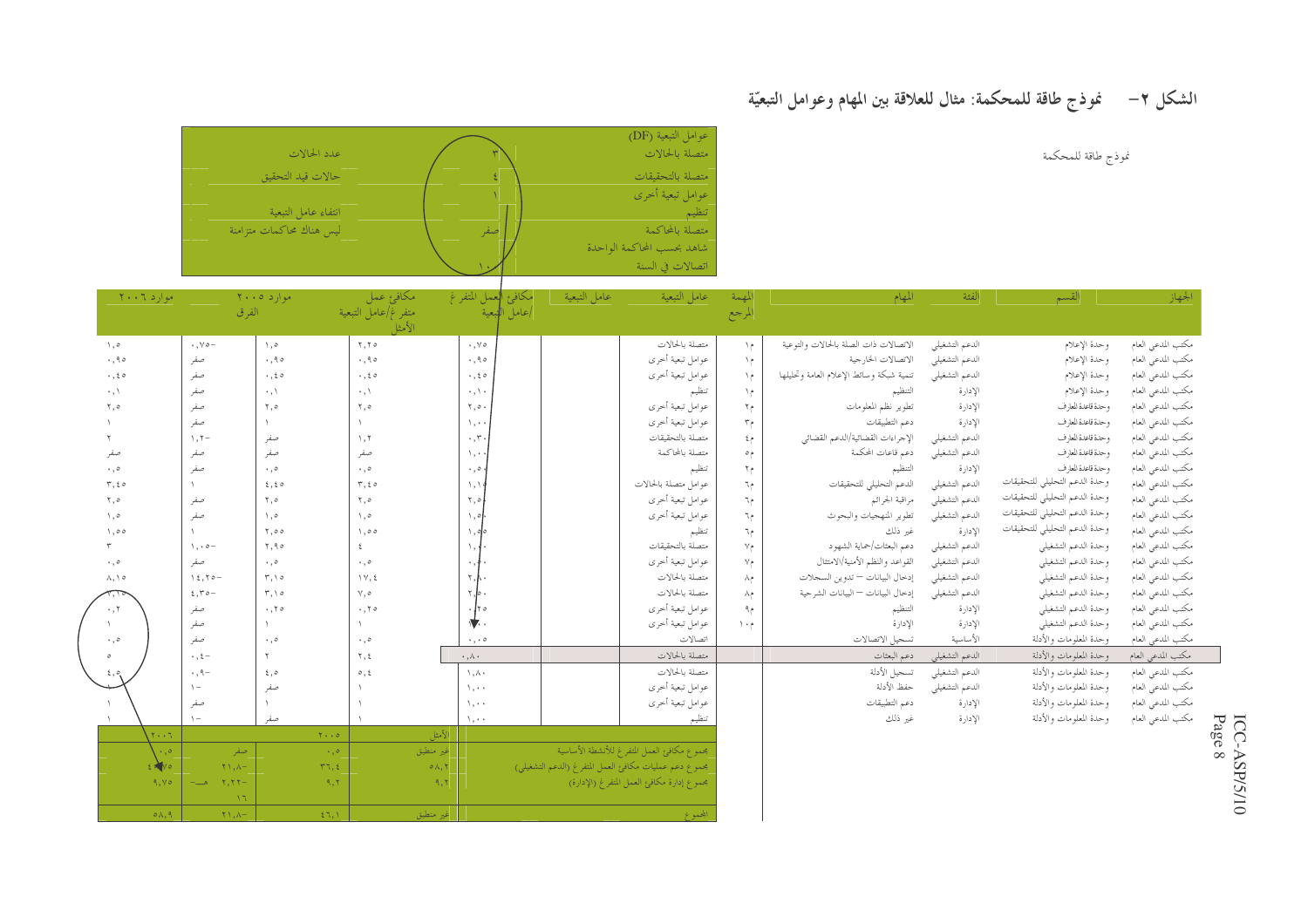# الشكل ٢- نموذج طاقة للمحكمة: مثال للعلاقة بين المهام وعوامل التبعيّة

نموذج طاقة للمحكمة

| | عوامل التبعية (DF) | |
|---|---|---|
| عدد الحالات | متصلة بالحالات | ٣ |
| حالات قيد التحقيق | متصلة بالتحقيقات | ٤ |
| | عوامل تبعية أخرى | ١ |
| انتفاء عامل التبعية | تنظيم | |
| ليس هناك محاكمات متزامنة | متصلة بالمحاكمة | صفر |
| | شاهد بحسب المحاكمة الواحدة | |
| | اتصالات في السنة | ١٠ |

| الجهاز | القسم | الفئة | المهام | المهمة المرجع | عامل التبعية | عامل التبعية | مكافئ العمل المتفرغ/عامل التبعية | مكافئ عمل متفرغ/عامل التبعية الأمثل | موارد ٢٠٠٥ | الفرق | موارد ٢٠٠٦ |
|---|---|---|---|---|---|---|---|---|---|---|---|
| مكتب المدعي العام | وحدة الإعلام | الدعم التشغيلي | الاتصالات ذات الصلة بالحالات والتوعية | ١م | متصلة بالحالات | | ٠,٧٥ | ٢,٢٥ | ١,٥ | ٠,٧٥- | ١,٥ |
| مكتب المدعي العام | وحدة الإعلام | الدعم التشغيلي | الاتصالات الخارجية | ١م | عوامل تبعية أخرى | | ٠,٩٥ | ٠,٩٥ | ٠,٩٥ | صفر | ٠,٩٥ |
| مكتب المدعي العام | وحدة الإعلام | الدعم التشغيلي | تنمية شبكة وسائط الإعلام العامة وتحليلها | ١م | عوامل تبعية أخرى | | ٠,٤٥ | ٠,٤٥ | ٠,٤٥ | صفر | ٠,٤٥ |
| مكتب المدعي العام | وحدة الإعلام | الإدارة | التنظيم | ١م | تنظيم | | ٠,١٠ | ٠,١ | ٠,١ | صفر | ٠,١ |
| مكتب المدعي العام | وحدة قاعدة المعارف | الإدارة | تطوير نظم المعلومات | ٢م | عوامل تبعية أخرى | | ٢,٥٠ | ٢,٥ | ٢,٥ | صفر | ٢,٥ |
| مكتب المدعي العام | وحدة قاعدة المعارف | الإدارة | دعم التطبيقات | ٣م | عوامل تبعية أخرى | | ١,٠٠ | ١ | ١ | صفر | ١ |
| مكتب المدعي العام | وحدة قاعدة المعارف | الدعم التشغيلي | الإجراءات القضائية/الدعم القضائي | ٤م | متصلة بالتحقيقات | | ٠,٣٠ | ١,٢ | صفر | ١,٢- | ٢ |
| مكتب المدعي العام | وحدة قاعدة المعارف | الدعم التشغيلي | دعم قاعات المحكمة | ٥م | متصلة بالمحاكمة | | ١,٠٠ | صفر | صفر | صفر | صفر |
| مكتب المدعي العام | وحدة قاعدة المعارف | الإدارة | التنظيم | ٢م | تنظيم | | ٠,٥٠ | ٠,٥ | ٠,٥ | صفر | ٠,٥ |
| مكتب المدعي العام | وحدة الدعم التحليلي للتحقيقات | الدعم التشغيلي | الدعم التحليلي للتحقيقات | ٦م | عوامل متصلة بالحالات | | ١,١٥ | ٣,٤٥ | ٤,٤٥ | ١ | ٣,٤٥ |
| مكتب المدعي العام | وحدة الدعم التحليلي للتحقيقات | الدعم التشغيلي | مراقبة الجرائم | ٦م | عوامل تبعية أخرى | | ٢,٥٠ | ٢,٥ | ٢,٥ | صفر | ٢,٥ |
| مكتب المدعي العام | وحدة الدعم التحليلي للتحقيقات | الدعم التشغيلي | تطوير المنهجيات والبحوث | ٦م | عوامل تبعية أخرى | | ١,٥٠ | ١,٥ | ١,٥ | صفر | ١,٥ |
| مكتب المدعي العام | وحدة الدعم التحليلي للتحقيقات | الإدارة | غير ذلك | ٦م | تنظيم | | ١,٥٥ | ١,٥٥ | ٢,٥٥ | ١ | ١,٥٥ |
| مكتب المدعي العام | وحدة الدعم التشغيلي | الدعم التشغيلي | دعم البعثات/حماية الشهود | ٧م | متصلة بالتحقيقات | | ١,٠٠ | ٤ | ٢,٩٥ | ١,٠٥- | ٣ |
| مكتب المدعي العام | وحدة الدعم التشغيلي | الدعم التشغيلي | القواعد والنظم الأمنية/الامتثال | ٧م | عوامل تبعية أخرى | | ٠,٥٠ | ٠,٥ | ٠,٥ | صفر | ٠,٥ |
| مكتب المدعي العام | وحدة الدعم التشغيلي | الدعم التشغيلي | إدخال البيانات – تدوين السجلات | ٨م | متصلة بالحالات | | ٢,٨٠ | ١٧,٤ | ٣,١٥ | ١٤,٢٥- | ٨,١٥ |
| مكتب المدعي العام | وحدة الدعم التشغيلي | الدعم التشغيلي | إدخال البيانات – البيانات الشرحية | ٨م | متصلة بالحالات | | ٢,٥٠ | ٧,٥ | ٣,١٥ | ٤,٣٥- | ٢,١٥ |
| مكتب المدعي العام | وحدة الدعم التشغيلي | الإدارة | التنظيم | ٩م | عوامل تبعية أخرى | | ٠,٢٥ | ٠,٢٥ | ٠,٢٥ | صفر | ٠,٢ |
| مكتب المدعي العام | وحدة الدعم التشغيلي | الإدارة | الإدارة | ١٠م | عوامل تبعية أخرى | | ١,٠٠ | ١ | ١ | صفر | ١ |
| مكتب المدعي العام | وحدة المعلومات والأدلة | الأساسية | تسجيل الاتصالات | | اتصالات | | ٠,٠٠٥ | ٠,٥ | ٠,٥ | صفر | ٠,٥ |
| مكتب المدعي العام | وحدة المعلومات والأدلة | الدعم التشغيلي | دعم البعثات | | متصلة بالحالات | | ٠,٨٠ | ٢,٤ | ٢ | ٠,٤- | ٥ |
| مكتب المدعي العام | وحدة المعلومات والأدلة | الدعم التشغيلي | تسجيل الأدلة | | متصلة بالحالات | | ١,٨٠ | ٥,٤ | ٤,٥ | ٠,٩- | ٤,٥ |
| مكتب المدعي العام | وحدة المعلومات والأدلة | الدعم التشغيلي | حفظ الأدلة | | عوامل تبعية أخرى | | ١,٠٠ | ١ | صفر | ١- | |
| مكتب المدعي العام | وحدة المعلومات والأدلة | الإدارة | دعم التطبيقات | | عوامل تبعية أخرى | | ١,٠٠ | ١ | ١ | صفر | ١ |
| مكتب المدعي العام | وحدة المعلومات والأدلة | الإدارة | غير ذلك | | تنظيم | | ١,٠٠ | ١ | صفر | ١- | ١ |

| | الأمثل | ٢٠٠٥ | | ٢٠٠٦ |
|---|---|---|---|---|
| مجموع مكافئ العمل المتفرغ للأنشطة الأساسية | غير منطبق | ٠,٥ | صفر | ٠,٥ |
| مجموع دعم عمليات مكافئ العمل المتفرغ (الدعم التشغيلي) | ٥٨,٢ | ٣٦,٤ | ٢١,٨- | ٤٨,٧٥ |
| مجموع إدارة مكافئ العمل المتفرغ (الإدارة) | ٩,٢ | ٩,٢ | ٢,٢٢- هـ ١٦ | ٩,٧٥ |
| المجموع | غير منطبق | ٤٦,١ | ٢١,٨- | ٥٨,٩ |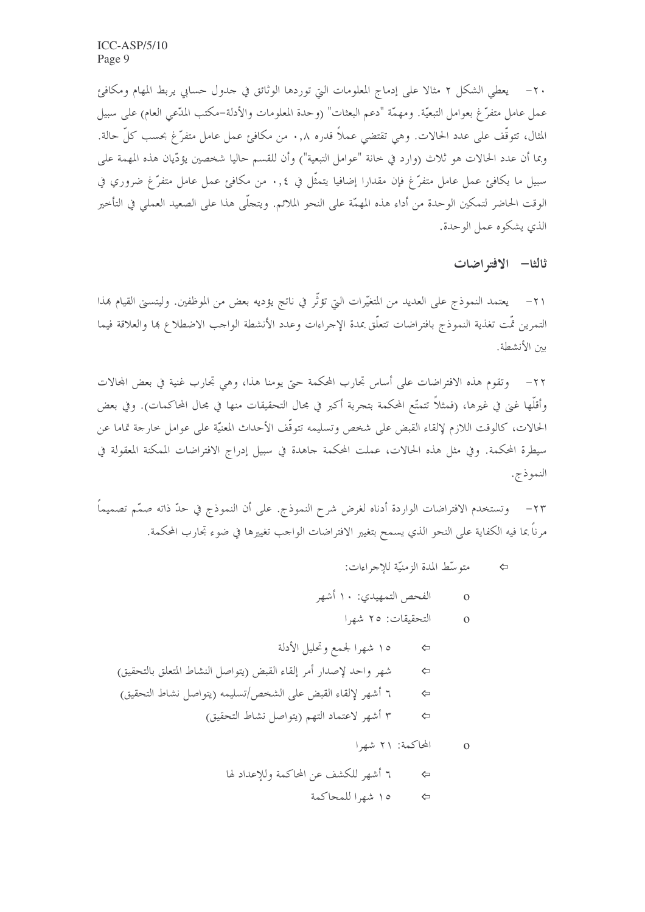٢٠- يعطي الشكل ٢ مثالا على إدماج المعلومات التي توردها الوثائق في جدول حسابي يربط المهام ومكافئ عمل عامل متفرّغ بعوامل التبعيّة. ومهمّة "دعم البعثات" (وحدة المعلومات والأدلة-مكتب المدّعي العام) على سبيل المثال، تتوقّف على عدد الحالات. وهي تقتضي عملاً قدره ٠,٨ من مكافئ عمل عامل متفرّغ بحسب كلّ حالة. وبما أن عدد الحالات هو ثلاث (وارد في خانة "عوامل التبعية") وأن للقسم حاليا شخصين يؤدّيان هذه المهمة على سبيل ما يكافئ عمل عامل متفرّغ فإن مقدارا إضافيا يتمثّل في ٠,٤ من مكافئ عمل عامل متفرّغ ضروري في الوقت الحاضر لتمكين الوحدة من أداء هذه المهمّة على النحو الملائم. ويتجلّى هذا على الصعيد العملي في التأخير الذي يشكوه عمل الوحدة.

## ثالثا- الافتراضات

٢١- يعتمد النموذج على العديد من المتغيّرات التي تؤثّر في ناتج يؤديه بعض من الموظفين. وليتسنى القيام بهذا التمرين تمّت تغذية النموذج بافتراضات تتعلّق بمدة الإجراءات وعدد الأنشطة الواجب الاضطلاع بها والعلاقة فيما بين الأنشطة.

٢٢- وتقوم هذه الافتراضات على أساس تجارب المحكمة حتى يومنا هذا، وهي تجارب غنية في بعض المجالات وأقلّها غنى في غيرها، (فمثلاً تتمتّع المحكمة بتجربة أكبر في مجال التحقيقات منها في مجال المحاكمات). وفي بعض الحالات، كالوقت اللازم لإلقاء القبض على شخص وتسليمه تتوقّف الأحداث المعنيّة على عوامل خارجة تماما عن سيطرة المحكمة. وفي مثل هذه الحالات، عملت المحكمة جاهدة في سبيل إدراج الافتراضات الممكنة المعقولة في النموذج.

٢٣- وتستخدم الافتراضات الواردة أدناه لغرض شرح النموذج. على أن النموذج في حدّ ذاته صمّم تصميماً مرناً بما فيه الكفاية على النحو الذي يسمح بتغيير الافتراضات الواجب تغييرها في ضوء تجارب المحكمة.

- متوسّط المدة الزمنيّة للإجراءات:
  - الفحص التمهيدي: ١٠ أشهر
  - التحقيقات: ٢٥ شهرا
    - ١٥ شهرا لجمع وتحليل الأدلة
    - شهر واحد لإصدار أمر إلقاء القبض (يتواصل النشاط المتعلق بالتحقيق)
    - ٦ أشهر لإلقاء القبض على الشخص/تسليمه (يتواصل نشاط التحقيق)
    - ٣ أشهر لاعتماد التهم (يتواصل نشاط التحقيق)
  - المحاكمة: ٢١ شهرا
    - ٦ أشهر للكشف عن المحاكمة وللإعداد لها
    - ١٥ شهرا للمحاكمة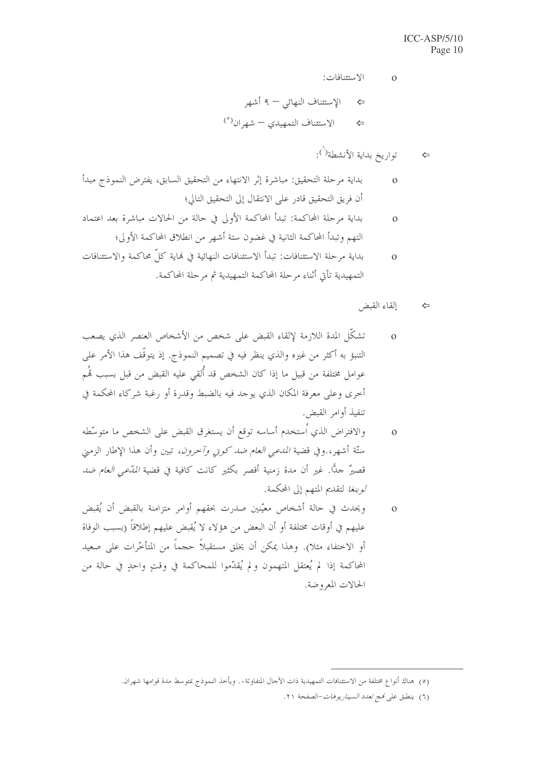- الاستئنافات:
  - ⇦ الإستئناف النهائي – ٩ أشهر
  - ⇦ الاستئناف التمهيدي – شهران[٥]

⇦ تواريخ بداية الأنشطة[٦]:

- بداية مرحلة التحقيق: مباشرة إثر الانتهاء من التحقيق السابق، يفترض النموذج مبدأ أن فريق التحقيق قادر على الانتقال إلى التحقيق التالي؛
- بداية مرحلة المحاكمة: تبدأ المحاكمة الأولى في حالة من الحالات مباشرة بعد اعتماد التهم وتبدأ المحاكمة الثانية في غضون ستة أشهر من انطلاق المحاكمة الأولى؛
- بداية مرحلة الاستئنافات: تبدأ الاستئنافات النهائية في نهاية كلّ محاكمة والاستئنافات التمهيدية تأتي أثناء مرحلة المحاكمة التمهيدية ثم مرحلة المحاكمة.

⇦ إلقاء القبض

- تشكّل المدة اللازمة لإلقاء القبض على شخص من الأشخاص العنصر الذي يصعب التنبؤ به أكثر من غيره والذي ينظر فيه في تصميم النموذج. إذ يتوقّف هذا الأمر على عوامل مختلفة من قبيل ما إذا كان الشخص قد أُلقي عليه القبض من قبل بسبب تُهم أخرى وعلى معرفة المكان الذي يوجد فيه بالضبط وقدرة أو رغبة شركاء المحكمة في تنفيذ أوامر القبض.
- والافتراض الذي اُستخدم أساسه توقع أن يستغرق القبض على الشخص ما متوسّطه ستّة أشهر،.وفي قضية *المدعي العام ضد كوني وآخرون*، تبين وأن هذا الإطار الزمني قصيرٌ جدًّا. غير أن مدة زمنية أقصر بكثير كانت كافية في قضية *المدّعي العام ضد لوبنغا* لتقديم المتهم إلى المحكمة.
- ويحدث في حالة أشخاص معيّنين صدرت بحقهم أوامر متزامنة بالقبض أن يُقبض عليهم في أوقات مختلفة أو أن البعض من هؤلاء لا يُقبض عليهم إطلاقاً (بسبب الوفاة أو الاختفاء مثلا). وهذا يمكن أن يخلق مستقبلاً حجماً من المتأخّرات على صعيد المحاكمة إذا لم يُعتقل المتهمون ولم يُقدّموا للمحاكمة في وقتٍ واحدٍ في حالة من الحالات المعروضة.

---

(٥) هناك أنواع مختلفة من الاستئنافات التمهيدية ذات الآجال المتفاوتة.. ويأخذ النموذج بمتوسط مدة قوامها شهران.

(٦) ينطبق على *نهج تعدد السيناريوهات*–الصفحة ٢١.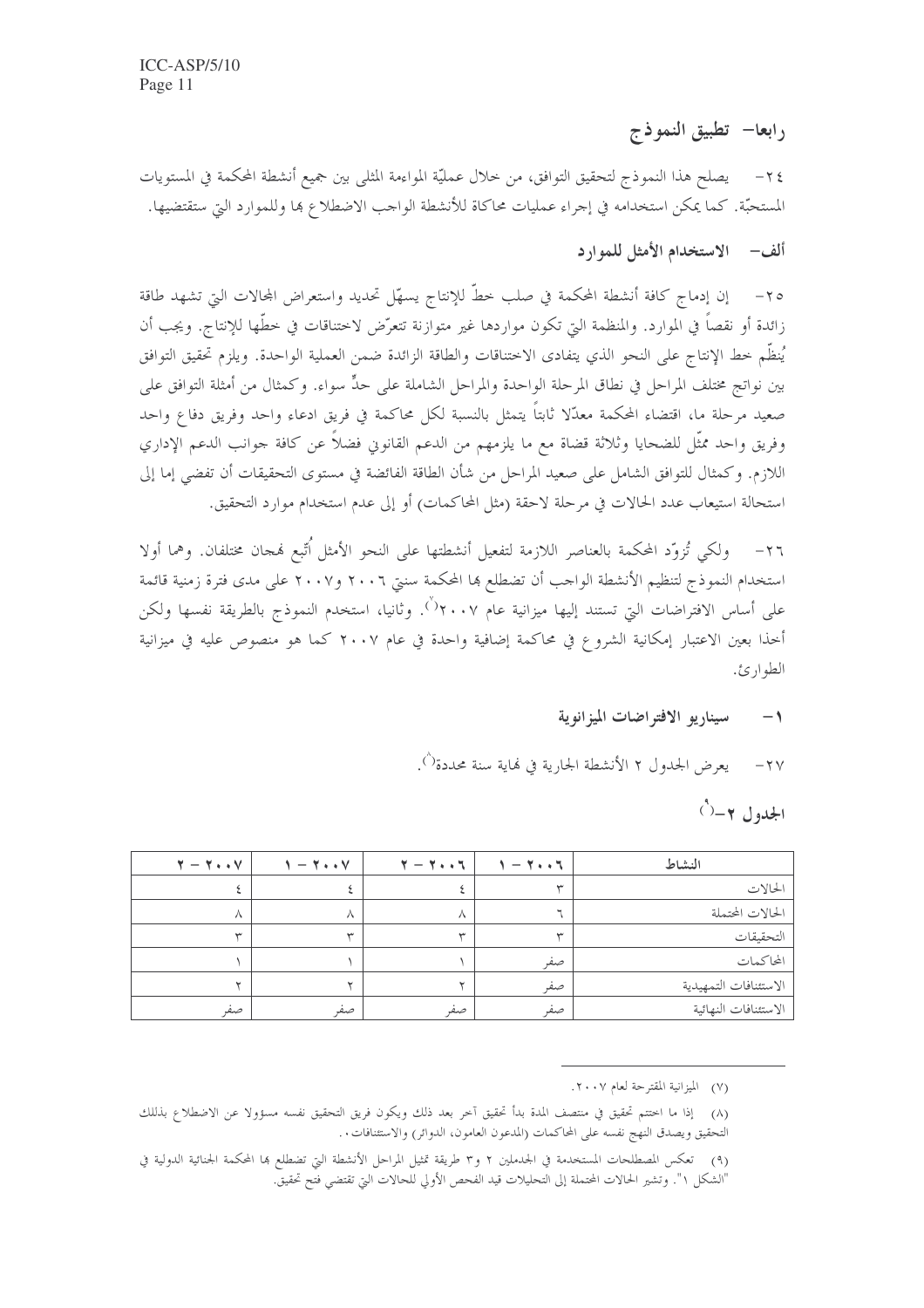## رابعا– تطبيق النموذج

٢٤- يصلح هذا النموذج لتحقيق التوافق، من خلال عمليّة المواءمة المثلى بين جميع أنشطة المحكمة في المستويات المستحبّة. كما يمكن استخدامه في إجراء عمليات محاكاة للأنشطة الواجب الاضطلاع بها وللموارد التي ستقتضيها.

### ألف– الاستخدام الأمثل للموارد

٢٥- إن إدماج كافة أنشطة المحكمة في صلب خطّ للإنتاج يسهّل تحديد واستعراض المجالات التي تشهد طاقة زائدة أو نقصاً في الموارد. والمنظمة التي تكون مواردها غير متوازنة تتعرّض لاختناقات في خطّها للإنتاج. ويجب أن يُنظّم خط الإنتاج على النحو الذي يتفادى الاختناقات والطاقة الزائدة ضمن العملية الواحدة. ويلزم تحقيق التوافق بين نواتج مختلف المراحل في نطاق المرحلة الواحدة والمراحل الشاملة على حدٍّ سواء. وكمثال من أمثلة التوافق على صعيد مرحلة ما، اقتضاء المحكمة معدّلا ثابتاً يتمثل بالنسبة لكل محاكمة في فريق ادعاء واحد وفريق دفاع واحد وفريق واحد ممثّل للضحايا وثلاثة قضاة مع ما يلزمهم من الدعم القانوني فضلاً عن كافة جوانب الدعم الإداري اللازم. وكمثال للتوافق الشامل على صعيد المراحل من شأن الطاقة الفائضة في مستوى التحقيقات أن تفضي إما إلى استحالة استيعاب عدد الحالات في مرحلة لاحقة (مثل المحاكمات) أو إلى عدم استخدام موارد التحقيق.

٢٦- ولكي تُزوّد المحكمة بالعناصر اللازمة لتفعيل أنشطتها على النحو الأمثل اُتّبع نهجان مختلفان. وهما أولا استخدام النموذج لتنظيم الأنشطة الواجب أن تضطلع بها المحكمة سنتي ٢٠٠٦ و٢٠٠٧ على مدى فترة زمنية قائمة على أساس الافتراضات التي تستند إليها ميزانية عام ٢٠٠٧[٧]. وثانيا، استخدم النموذج بالطريقة نفسها ولكن أخذا بعين الاعتبار إمكانية الشروع في محاكمة إضافية واحدة في عام ٢٠٠٧ كما هو منصوص عليه في ميزانية الطوارئ.

#### ١- سيناريو الافتراضات الميزانية

٢٧- يعرض الجدول ٢ الأنشطة الجارية في نهاية سنة محددة[٨].

**الجدول ٢–[٩]**

| النشاط | ٢٠٠٦ – ١ | ٢٠٠٦ – ٢ | ٢٠٠٧ – ١ | ٢٠٠٧ – ٢ |
|---|---|---|---|---|
| الحالات | ٣ | ٤ | ٤ | ٤ |
| الحالات المحتملة | ٦ | ٨ | ٨ | ٨ |
| التحقيقات | ٣ | ٣ | ٣ | ٣ |
| المحاكمات | صفر | ١ | ١ | ١ |
| الاستئنافات التمهيدية | صفر | ٢ | ٢ | ٢ |
| الاستئنافات النهائية | صفر | صفر | صفر | صفر |

---

(٧) الميزانية المقترحة لعام ٢٠٠٧.

(٨) إذا ما اختتم تحقيق في منتصف المدة بدأ تحقيق آخر بعد ذلك ويكون فريق التحقيق نفسه مسؤولا عن الاضطلاع بذلك التحقيق ويصدق النهج نفسه على المحاكمات (المدعون العامون، الدوائر) والاستئنافات.

(٩) تعكس المصطلحات المستخدمة في الجدولين ٢ و٣ طريقة تمثيل المراحل الأنشطة التي تضطلع بها المحكمة الجنائية الدولية في "الشكل ١". وتشير الحالات المحتملة إلى التحليلات قيد الفحص الأولي للحالات التي تقتضي فتح تحقيق.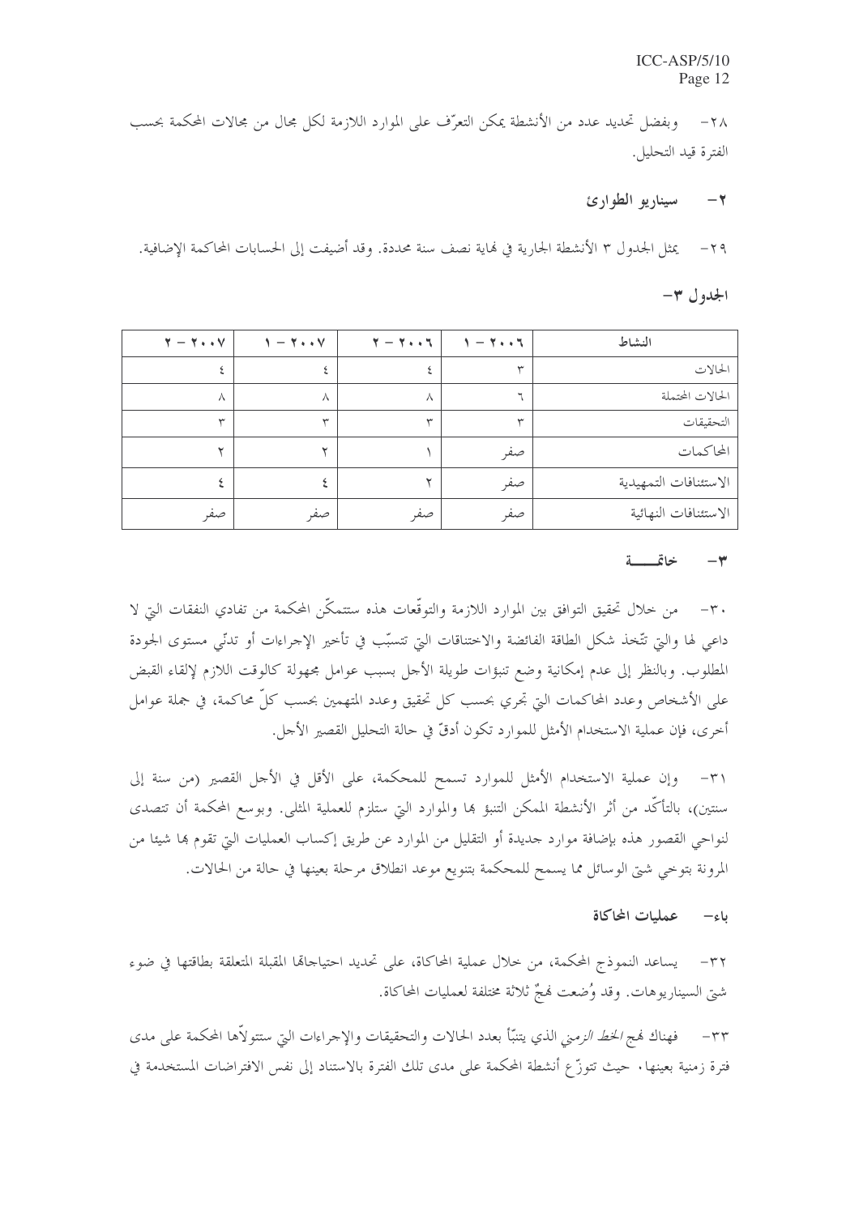٢٨- وبفضل تحديد عدد من الأنشطة يمكن التعرّف على الموارد اللازمة لكل مجال من مجالات المحكمة بحسب الفترة قيد التحليل.

### ٢- سيناريو الطوارئ

٢٩- يمثل الجدول ٣ الأنشطة الجارية في نهاية نصف سنة محددة. وقد أضيفت إلى الحسابات المحاكمة الإضافية.

**الجدول ٣-**

| النشاط | ٢٠٠٦ - ١ | ٢٠٠٦ - ٢ | ٢٠٠٧ - ١ | ٢٠٠٧ - ٢ |
|---|---|---|---|---|
| الحالات | ٣ | ٤ | ٤ | ٤ |
| الحالات المحتملة | ٦ | ٨ | ٨ | ٨ |
| التحقيقات | ٣ | ٣ | ٣ | ٣ |
| المحاكمات | صفر | ١ | ٢ | ٢ |
| الاستئنافات التمهيدية | صفر | ٢ | ٤ | ٤ |
| الاستئنافات النهائية | صفر | صفر | صفر | صفر |

### ٣- خاتمـــة

٣٠- من خلال تحقيق التوافق بين الموارد اللازمة والتوقّعات هذه ستتمكّن المحكمة من تفادي النفقات التي لا داعي لها والتي تتّخذ شكل الطاقة الفائضة والاختناقات التي تتسبّب في تأخير الإجراءات أو تدنّي مستوى الجودة المطلوب. وبالنظر إلى عدم إمكانية وضع تنبؤات طويلة الأجل بسبب عوامل مجهولة كالوقت اللازم لإلقاء القبض على الأشخاص وعدد المحاكمات التي تجري بحسب كل تحقيق وعدد المتهمين بحسب كلّ محاكمة، في جملة عوامل أخرى، فإن عملية الاستخدام الأمثل للموارد تكون أدقّ في حالة التحليل القصير الأجل.

٣١- وإن عملية الاستخدام الأمثل للموارد تسمح للمحكمة، على الأقل في الأجل القصير (من سنة إلى سنتين)، بالتأكّد من أثر الأنشطة الممكن التنبؤ بها والموارد التي ستلزم للعملية المثلى. وبوسع المحكمة أن تتصدى لنواحي القصور هذه بإضافة موارد جديدة أو التقليل من الموارد عن طريق إكساب العمليات التي تقوم بها شيئا من المرونة بتوخي شتى الوسائل مما يسمح للمحكمة بتنويع موعد انطلاق مرحلة بعينها في حالة من الحالات.

## باء- عمليات المحاكاة

٣٢- يساعد النموذج المحكمة، من خلال عملية المحاكاة، على تحديد احتياجاتها المقبلة المتعلقة بطاقتها في ضوء شتى السيناريوهات. وقد وُضعت نهجٌ ثلاثة مختلفة لعمليات المحاكاة.

٣٣- فهناك نهج *الخط الزمني* الذي يتنبّأ بعدد الحالات والتحقيقات والإجراءات التي ستتولاّها المحكمة على مدى فترة زمنية بعينها، حيث تتوزّع أنشطة المحكمة على مدى تلك الفترة بالاستناد إلى نفس الافتراضات المستخدمة في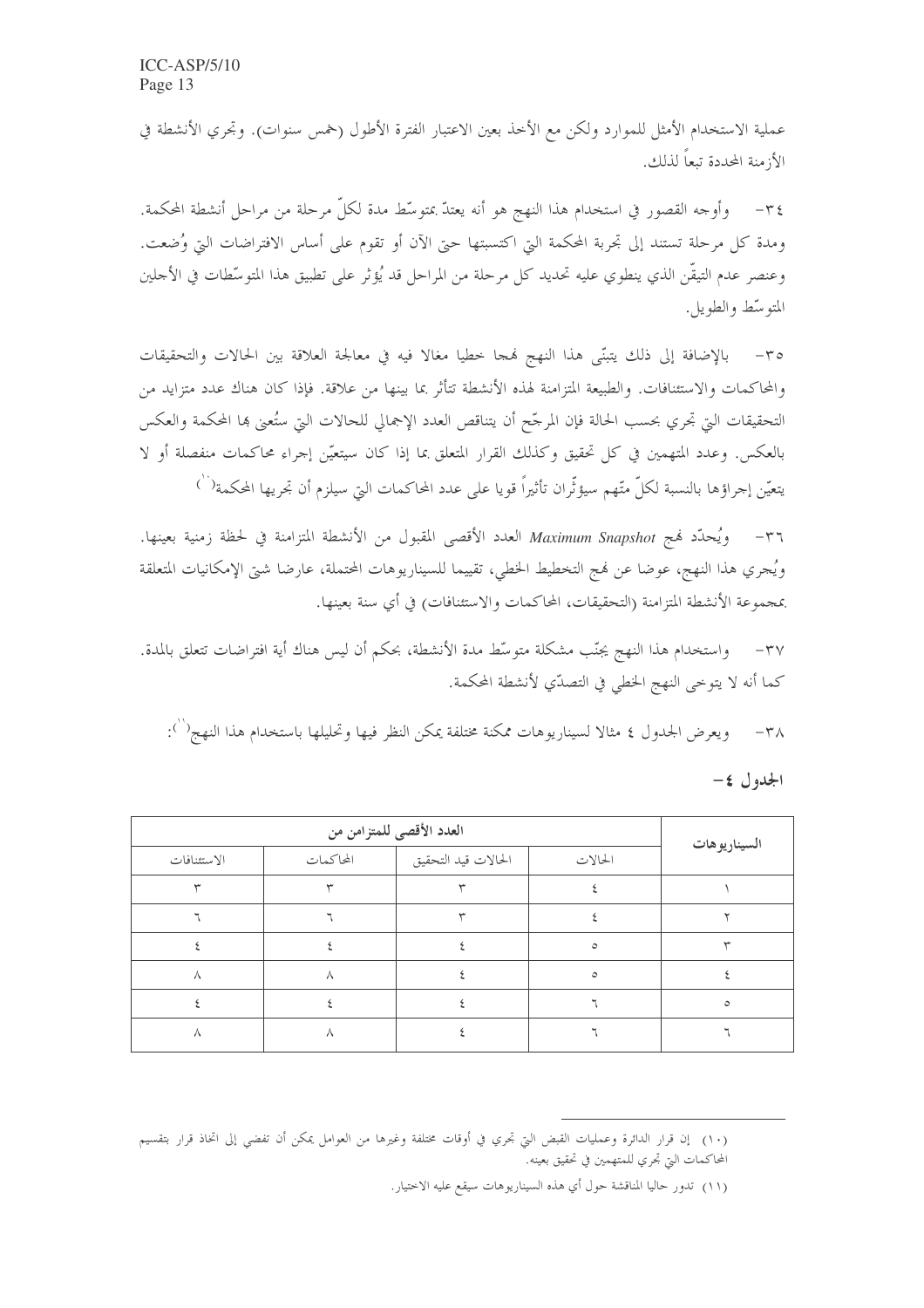عملية الاستخدام الأمثل للموارد ولكن مع الأخذ بعين الاعتبار الفترة الأطول (خمس سنوات). وتجري الأنشطة في الأزمنة المحددة تبعاً لذلك.

٣٤- وأوجه القصور في استخدام هذا النهج هو أنه يعتدّ بمتوسّط مدة لكلّ مرحلة من مراحل أنشطة المحكمة. ومدة كل مرحلة تستند إلى تجربة المحكمة التي اكتسبتها حتى الآن أو تقوم على أساس الافتراضات التي وُضعت. وعنصر عدم التيقّن الذي ينطوي عليه تحديد كل مرحلة من المراحل قد يُؤثر على تطبيق هذا المتوسّطات في الأجلين المتوسّط والطويل.

٣٥- بالإضافة إلى ذلك يتبنّى هذا النهج نهجا خطيا مغالا فيه في معالجة العلاقة بين الحالات والتحقيقات والمحاكمات والاستئنافات. والطبيعة المتزامنة لهذه الأنشطة تتأثر بما بينها من علاقة. فإذا كان هناك عدد متزايد من التحقيقات التي تجري بحسب الحالة فإن المرجّح أن يتناقص العدد الإجمالي للحالات التي ستُعنى بها المحكمة والعكس بالعكس. وعدد المتهمين في كل تحقيق وكذلك القرار المتعلق بما إذا كان سيتعيّن إجراء محاكمات منفصلة أو لا يتعيّن إجراؤها بالنسبة لكلّ متّهم سيؤثّران تأثيراً قويا على عدد المحاكمات التي سيلزم أن تجريها المحكمة[10]

٣٦- ويُحدّد نهج *Maximum Snapshot* العدد الأقصى المقبول من الأنشطة المتزامنة في لحظة زمنية بعينها. ويُجري هذا النهج، عوضا عن نهج التخطيط الخطي، تقييما للسيناريوهات المحتملة، عارضا شتى الإمكانيات المتعلقة بمجموعة الأنشطة المتزامنة (التحقيقات، المحاكمات والاستئنافات) في أي سنة بعينها.

٣٧- واستخدام هذا النهج يجنّب مشكلة متوسّط مدة الأنشطة، بحكم أن ليس هناك أية افتراضات تتعلق بالمدة. كما أنه لا يتوخى النهج الخطي في التصدّي لأنشطة المحكمة.

٣٨- ويعرض الجدول ٤ مثالا لسيناريوهات ممكنة مختلفة يمكن النظر فيها وتحليلها باستخدام هذا النهج[11]:

**الجدول ٤-**

| السيناريوهات | العدد الأقصى للمتزامن من | | | |
|---|---|---|---|---|
| | الحالات | الحالات قيد التحقيق | المحاكمات | الاستئنافات |
| ١ | ٤ | ٣ | ٣ | ٣ |
| ٢ | ٤ | ٣ | ٦ | ٦ |
| ٣ | ٥ | ٤ | ٤ | ٤ |
| ٤ | ٥ | ٤ | ٨ | ٨ |
| ٥ | ٦ | ٤ | ٤ | ٤ |
| ٦ | ٦ | ٤ | ٨ | ٨ |

(١٠) إن قرار الدائرة وعمليات القبض التي تجري في أوقات مختلفة وغيرها من العوامل يمكن أن تفضي إلى اتخاذ قرار بتقسيم المحاكمات التي تجري للمتهمين في تحقيق بعينه.

(١١) تدور حاليا المناقشة حول أي هذه السيناريوهات سيقع عليه الاختيار.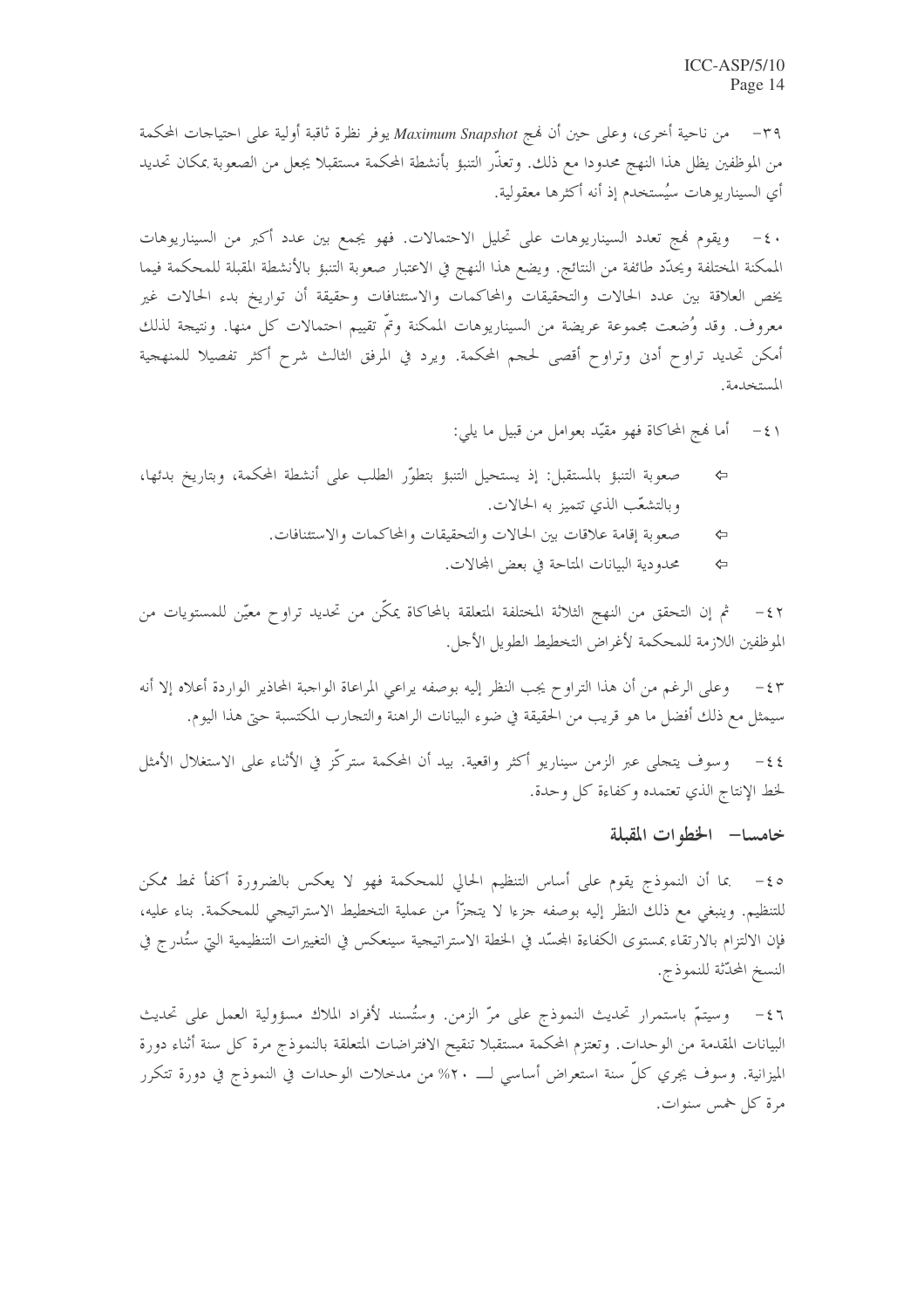٣٩- من ناحية أخرى، وعلى حين أن نهج *Maximum Snapshot* يوفر نظرة ثاقبة أولية على احتياجات المحكمة من الموظفين يظل هذا النهج محدودا مع ذلك. وتعذّر التنبؤ بأنشطة المحكمة مستقبلا يجعل من الصعوبة بمكان تحديد أي السيناريوهات سيُستخدم إذ أنه أكثرها معقولية.

٤٠- ويقوم نهج تعدد السيناريوهات على تحليل الاحتمالات. فهو يجمع بين عدد أكبر من السيناريوهات الممكنة المختلفة ويحدّد طائفة من النتائج. ويضع هذا النهج في الاعتبار صعوبة التنبؤ بالأنشطة المقبلة للمحكمة فيما يخص العلاقة بين عدد الحالات والتحقيقات والمحاكمات والاستئنافات وحقيقة أن تواريخ بدء الحالات غير معروف. وقد وُضعت مجموعة عريضة من السيناريوهات الممكنة وتمّ تقييم احتمالات كل منها. ونتيجة لذلك أمكن تحديد تراوح أدنى وتراوح أقصى لحجم المحكمة. ويرد في المرفق الثالث شرح أكثر تفصيلا للمنهجية المستخدمة.

٤١- أما نهج المحاكاة فهو مقيّد بعوامل من قبيل ما يلي:

- ⇦ صعوبة التنبؤ بالمستقبل: إذ يستحيل التنبؤ بتطوّر الطلب على أنشطة المحكمة، وبتاريخ بدئها، وبالتشعّب الذي تتميز به الحالات.
- ⇦ صعوبة إقامة علاقات بين الحالات والتحقيقات والمحاكمات والاستئنافات.
- ⇦ محدودية البيانات المتاحة في بعض المجالات.

٤٢- ثم إن التحقق من النهج الثلاثة المختلفة المتعلقة بالمحاكاة يمكّن من تحديد تراوح معيّن للمستويات من الموظفين اللازمة للمحكمة لأغراض التخطيط الطويل الأجل.

٤٣- وعلى الرغم من أن هذا التراوح يجب النظر إليه بوصفه يراعي المراعاة الواجبة المحاذير الواردة أعلاه إلا أنه سيمثل مع ذلك أفضل ما هو قريب من الحقيقة في ضوء البيانات الراهنة والتجارب المكتسبة حتى هذا اليوم.

٤٤- وسوف يتجلى عبر الزمن سيناريو أكثر واقعية. بيد أن المحكمة ستركّز في الأثناء على الاستغلال الأمثل لخط الإنتاج الذي تعتمده وكفاءة كل وحدة.

## خامسا- الخطوات المقبلة

٤٥- بما أن النموذج يقوم على أساس التنظيم الحالي للمحكمة فهو لا يعكس بالضرورة أكفأ نمط ممكن للتنظيم. وينبغي مع ذلك النظر إليه بوصفه جزءا لا يتجزّأ من عملية التخطيط الاستراتيجي للمحكمة. بناء عليه، فإن الالتزام بالارتقاء بمستوى الكفاءة المجسّد في الخطة الاستراتيجية سينعكس في التغييرات التنظيمية التي ستُدرج في النسخ المحدّثة للنموذج.

٤٦- وسيتمّ باستمرار تحديث النموذج على مرّ الزمن. وستُسند لأفراد الملاك مسؤولية العمل على تحديث البيانات المقدمة من الوحدات. وتعتزم المحكمة مستقبلا تنقيح الافتراضات المتعلقة بالنموذج مرة كل سنة أثناء دورة الميزانية. وسوف يجري كلّ سنة استعراض أساسي لـ ٢٠% من مدخلات الوحدات في النموذج في دورة تتكرر مرة كل خمس سنوات.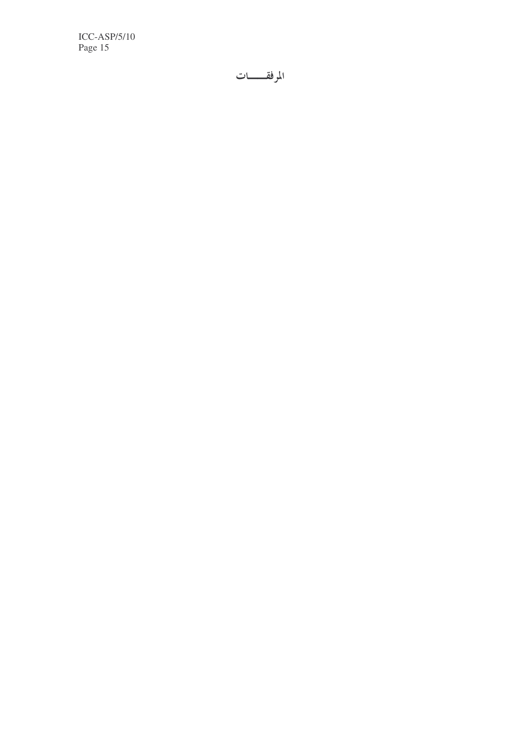# المرفقـــات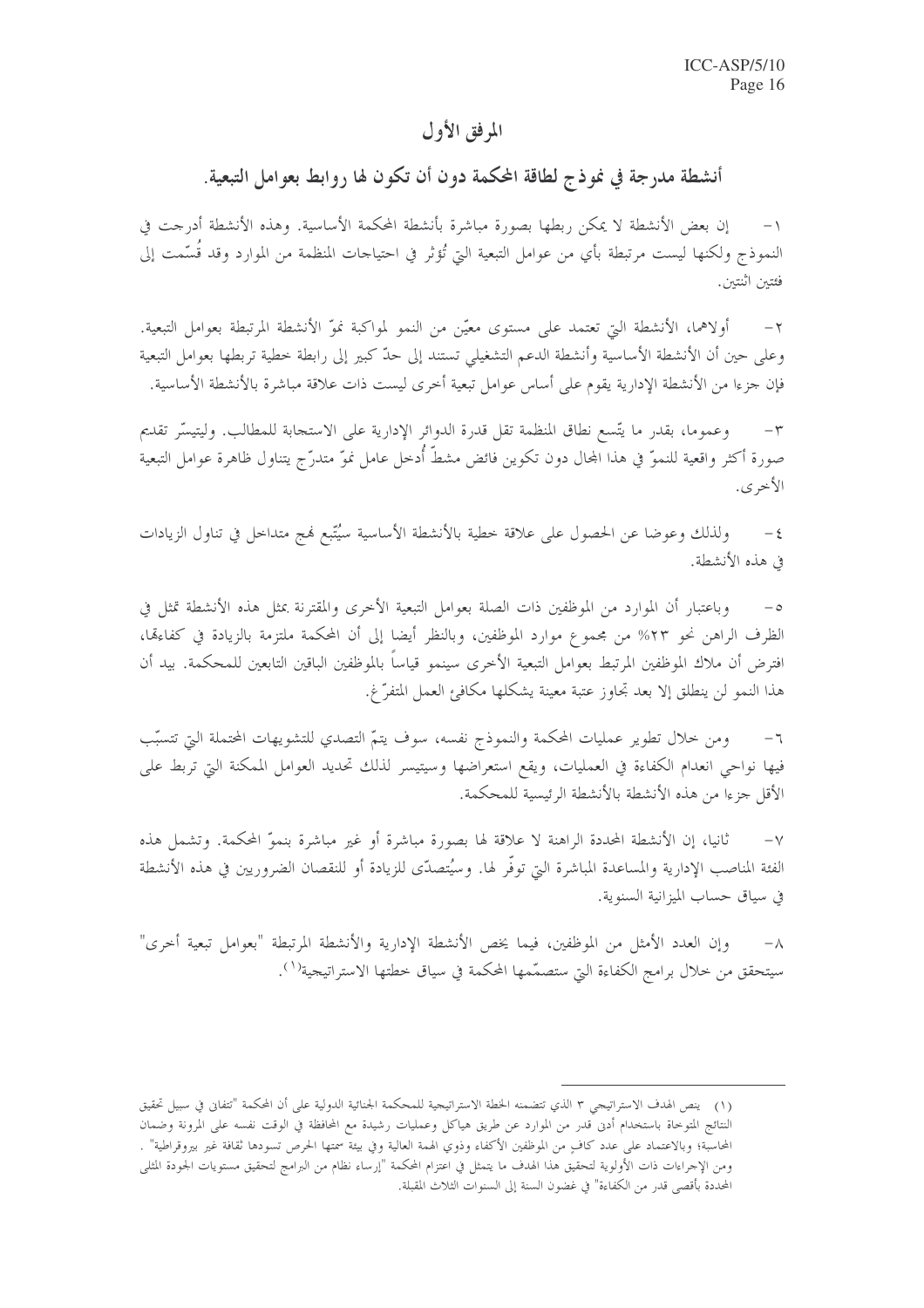# المرفق الأول

## أنشطة مدرجة في نموذج لطاقة المحكمة دون أن تكون لها روابط بعوامل التبعية.

١- إن بعض الأنشطة لا يمكن ربطها بصورة مباشرة بأنشطة المحكمة الأساسية. وهذه الأنشطة أدرجت في النموذج ولكنها ليست مرتبطة بأي من عوامل التبعية التي تُؤثر في احتياجات المنظمة من الموارد وقد قُسّمت إلى فئتين اثنتين.

٢- أولاهما، الأنشطة التي تعتمد على مستوى معيّن من النمو لمواكبة نموّ الأنشطة المرتبطة بعوامل التبعية. وعلى حين أن الأنشطة الأساسية وأنشطة الدعم التشغيلي تستند إلى حدّ كبير إلى رابطة خطية تربطها بعوامل التبعية فإن جزءا من الأنشطة الإدارية يقوم على أساس عوامل تبعية أخرى ليست ذات علاقة مباشرة بالأنشطة الأساسية.

٣- وعموما، بقدر ما يتّسع نطاق المنظمة تقل قدرة الدوائر الإدارية على الاستجابة للمطالب. وليتيسّر تقديم صورة أكثر واقعية للنموّ في هذا المجال دون تكوين فائض مشطّ أُدخل عامل نموّ متدرّج يتناول ظاهرة عوامل التبعية الأخرى.

٤- ولذلك وعوضا عن الحصول على علاقة خطية بالأنشطة الأساسية سيُتّبع نهج متداخل في تناول الزيادات في هذه الأنشطة.

٥- وباعتبار أن الموارد من الموظفين ذات الصلة بعوامل التبعية الأخرى والمقترنة بمثل هذه الأنشطة تمثل في الظرف الراهن نحو ٢٣% من مجموع موارد الموظفين، وبالنظر أيضا إلى أن المحكمة ملتزمة بالزيادة في كفاءتها، افترض أن ملاك الموظفين المرتبط بعوامل التبعية الأخرى سينمو قياساً بالموظفين الباقين التابعين للمحكمة. بيد أن هذا النمو لن ينطلق إلا بعد تجاوز عتبة معينة يشكلها مكافئ العمل المتفرّغ.

٦- ومن خلال تطوير عمليات المحكمة والنموذج نفسه، سوف يتمّ التصدي للتشويهات المحتملة التي تتسبّب فيها نواحي انعدام الكفاءة في العمليات، ويقع استعراضها وسيتيسر لذلك تحديد العوامل الممكنة التي تربط على الأقل جزءا من هذه الأنشطة بالأنشطة الرئيسية للمحكمة.

٧- ثانيا، إن الأنشطة المحددة الراهنة لا علاقة لها بصورة مباشرة أو غير مباشرة بنموّ المحكمة. وتشمل هذه الفئة المناصب الإدارية والمساعدة المباشرة التي توفّر لها. وسيُتصدّى للزيادة أو للنقصان الضروريين في هذه الأنشطة في سياق حساب الميزانية السنوية.

٨- وإن العدد الأمثل من الموظفين، فيما يخص الأنشطة الإدارية والأنشطة المرتبطة "بعوامل تبعية أخرى" سيتحقق من خلال برامج الكفاءة التي ستصمّمها المحكمة في سياق خطتها الاستراتيجية[(١)].

---

(١) ينص الهدف الاستراتيجي ٣ الذي تتضمنه الخطة الاستراتيجية للمحكمة الجنائية الدولية على أن المحكمة "تتفانى في سبيل تحقيق النتائج المتوخاة باستخدام أدنى قدر من الموارد عن طريق هياكل وعمليات رشيدة مع المحافظة في الوقت نفسه على المرونة وضمان المحاسبة؛ وبالاعتماد على عدد كافٍ من الموظفين الأكفاء وذوي الهمة العالية وفي بيئة سمتها الحرص تسودها ثقافة غير بيروقراطية" . ومن الإجراءات ذات الأولوية لتحقيق هذا الهدف ما يتمثل في اعتزام المحكمة "إرساء نظام من البرامج لتحقيق مستويات الجودة المثلى المحددة بأقصى قدر من الكفاءة" في غضون السنة إلى السنوات الثلاث المقبلة.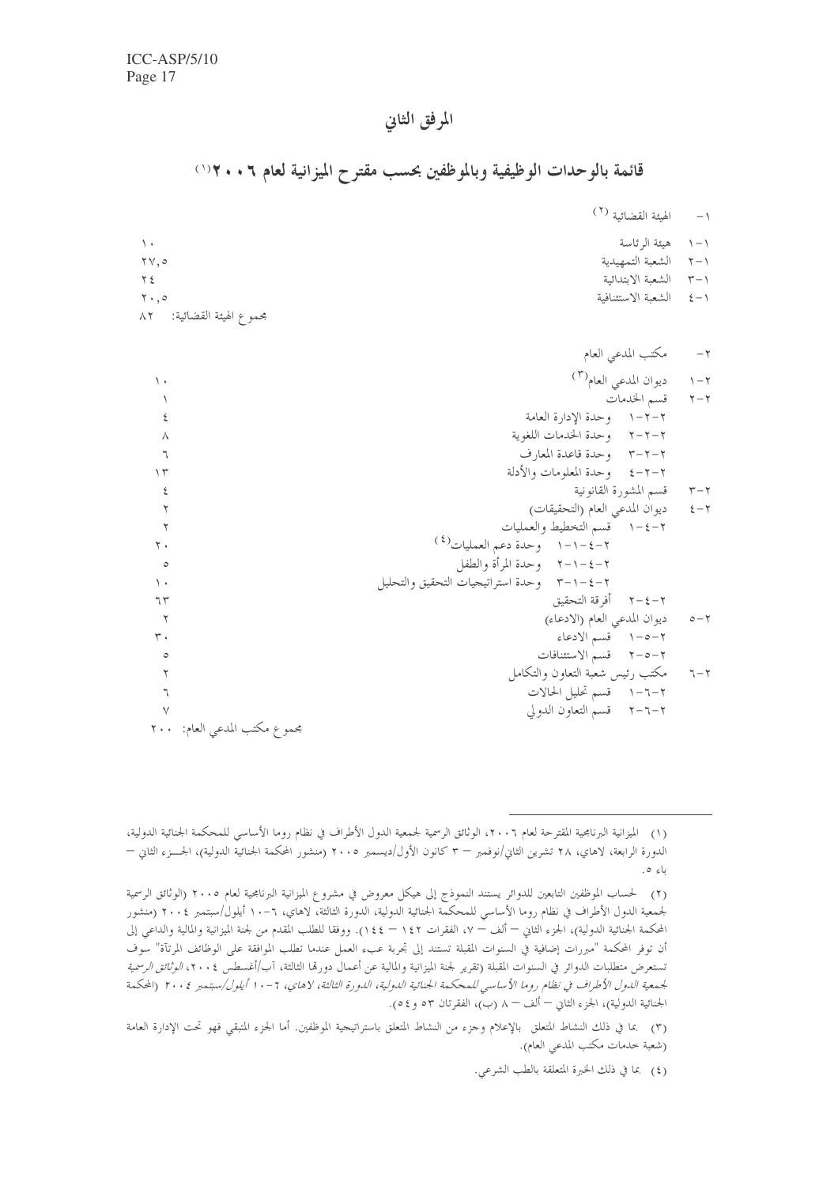# المرفق الثاني

## قائمة بالوحدات الوظيفية وبالموظفين بحسب مقترح الميزانية لعام ٢٠٠٦[1]

١- الهيئة القضائية [2]

| | |
|---|---|
| ١-١ هيئة الرئاسة | ١٠ |
| ١-٢ الشعبة التمهيدية | ٢٧,٥ |
| ١-٣ الشعبة الابتدائية | ٢٤ |
| ١-٤ الشعبة الاستئنافية | ٢٠,٥ |
| مجموع الهيئة القضائية: | ٨٢ |

٢- مكتب المدعي العام

| | |
|---|---|
| ٢-١ ديوان المدعي العام[3] | ١٠ |
| ٢-٢ قسم الخدمات | ١ |
| ٢-٢-١ وحدة الإدارة العامة | ٤ |
| ٢-٢-٢ وحدة الخدمات اللغوية | ٨ |
| ٢-٢-٣ وحدة قاعدة المعارف | ٦ |
| ٢-٢-٤ وحدة المعلومات والأدلة | ١٣ |
| ٢-٣ قسم المشورة القانونية | ٤ |
| ٢-٤ ديوان المدعي العام (التحقيقات) | ٢ |
| ٢-٤-١ قسم التخطيط والعمليات | ٢ |
| ٢-٤-١-١ وحدة دعم العمليات[4] | ٢٠ |
| ٢-٤-١-٢ وحدة المرأة والطفل | ٥ |
| ٢-٤-١-٣ وحدة استراتيجيات التحقيق والتحليل | ١٠ |
| ٢-٤-٢ أفرقة التحقيق | ٦٣ |
| ٢-٥ ديوان المدعي العام (الادعاء) | ٢ |
| ٢-٥-١ قسم الادعاء | ٣٠ |
| ٢-٥-٢ قسم الاستئنافات | ٥ |
| ٢-٦ مكتب رئيس شعبة التعاون والتكامل | ٢ |
| ٢-٦-١ قسم تحليل الحالات | ٦ |
| ٢-٦-٢ قسم التعاون الدولي | ٧ |
| مجموع مكتب المدعي العام: | ٢٠٠ |

---

(١) الميزانية البرنامجية المقترحة لعام ٢٠٠٦، الوثائق الرسمية لجمعية الدول الأطراف في نظام روما الأساسي للمحكمة الجنائية الدولية، الدورة الرابعة، لاهاي، ٢٨ تشرين الثاني/نوفمبر – ٣ كانون الأول/ديسمبر ٢٠٠٥ (منشور المحكمة الجنائية الدولية)، الجـزء الثاني – باء ٥.

(٢) لحساب الموظفين التابعين للدوائر يستند النموذج إلى هيكل معروض في مشروع الميزانية البرنامجية لعام ٢٠٠٥ (الوثائق الرسمية لجمعية الدول الأطراف في نظام روما الأساسي للمحكمة الجنائية الدولية، الدورة الثالثة، لاهاي، ٦-١٠ أيلول/سبتمبر ٢٠٠٤ (منشور المحكمة الجنائية الدولية)، الجزء الثاني – ألف – ٧، الفقرات ١٤٢ – ١٤٤). ووفقا للطلب المقدم من لجنة الميزانية والمالية والداعي إلى أن توفر المحكمة "مبررات إضافية في السنوات المقبلة تستند إلى تجربة عبء العمل عندما تطلب الموافقة على الوظائف المرتآة" سوف تستعرض متطلبات الدوائر في السنوات المقبلة (تقرير لجنة الميزانية والمالية عن أعمال دورتها الثالثة، آب/أغسطس ٢٠٠٤، *الوثائق الرسمية لجمعية الدول الأطراف في نظام روما الأساسي للمحكمة الجنائية الدولية، الدورة الثالثة، لاهاي، ٦-١٠ أيلول/سبتمبر ٢٠٠٤* (المحكمة الجنائية الدولية)، الجزء الثاني – ألف – ٨ (ب)، الفقرتان ٥٣ و٥٤).

(٣) بما في ذلك النشاط المتعلق بالإعلام وجزء من النشاط المتعلق باستراتيجية الموظفين. أما الجزء المتبقي فهو تحت الإدارة العامة (شعبة خدمات مكتب المدعي العام).

(٤) بما في ذلك الخبرة المتعلقة بالطب الشرعي.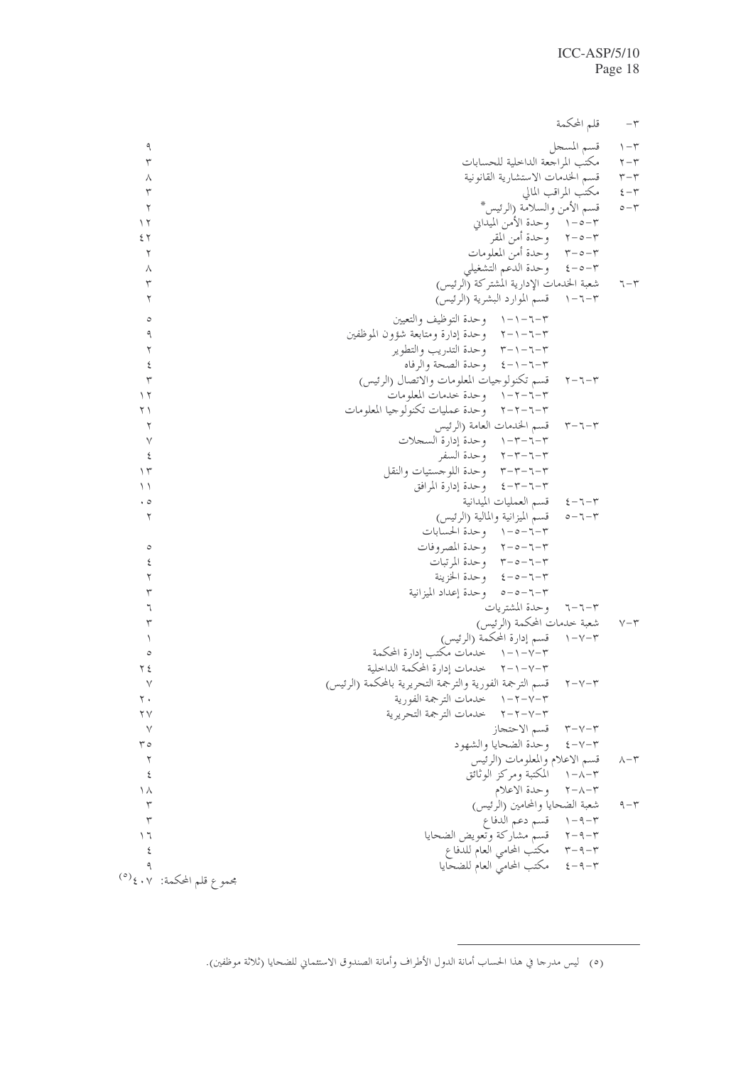| | | |
|---|---|---|
| ٣- | قلم المحكمة | |
| ٣-١ | قسم المسجل | ٩ |
| ٣-٢ | مكتب المراجعة الداخلية للحسابات | ٣ |
| ٣-٣ | قسم الخدمات الاستشارية القانونية | ٨ |
| ٣-٤ | مكتب المراقب المالي | ٣ |
| ٣-٥ | قسم الأمن والسلامة (الرئيس)* | ٢ |
| ٣-٥-١ | وحدة الأمن الميداني | ١٢ |
| ٣-٥-٢ | وحدة أمن المقر | ٤٢ |
| ٣-٥-٣ | وحدة أمن المعلومات | ٢ |
| ٣-٥-٤ | وحدة الدعم التشغيلي | ٨ |
| ٣-٦ | شعبة الخدمات الإدارية المشتركة (الرئيس) | ٣ |
| ٣-٦-١ | قسم الموارد البشرية (الرئيس) | ٢ |
| ٣-٦-١-١ | وحدة التوظيف والتعيين | ٥ |
| ٣-٦-١-٢ | وحدة إدارة ومتابعة شؤون الموظفين | ٩ |
| ٣-٦-١-٣ | وحدة التدريب والتطوير | ٢ |
| ٣-٦-١-٤ | وحدة الصحة والرفاه | ٤ |
| ٣-٦-٢ | قسم تكنولوجيات المعلومات والاتصال (الرئيس) | ٣ |
| ٣-٦-٢-١ | وحدة خدمات المعلومات | ١٢ |
| ٣-٦-٢-٢ | وحدة عمليات تكنولوجيا المعلومات | ٢١ |
| ٣-٦-٣ | قسم الخدمات العامة (الرئيس | ٢ |
| ٣-٦-٣-١ | وحدة إدارة السجلات | ٧ |
| ٣-٦-٣-٢ | وحدة السفر | ٤ |
| ٣-٦-٣-٣ | وحدة اللوجستيات والنقل | ١٣ |
| ٣-٦-٣-٤ | وحدة إدارة المرافق | ١١ |
| ٣-٦-٤ | قسم العمليات الميدانية | ٥٠ |
| ٣-٦-٥ | قسم الميزانية والمالية (الرئيس) | ٢ |
| ٣-٦-٥-١ | وحدة الحسابات | |
| ٣-٦-٥-٢ | وحدة المصروفات | ٥ |
| ٣-٦-٥-٣ | وحدة المرتبات | ٤ |
| ٣-٦-٥-٤ | وحدة الخزينة | ٢ |
| ٣-٦-٥-٥ | وحدة إعداد الميزانية | ٣ |
| ٣-٦-٦ | وحدة المشتريات | ٦ |
| ٣-٧ | شعبة خدمات المحكمة (الرئيس) | ٣ |
| ٣-٧-١ | قسم إدارة المحكمة (الرئيس) | ١ |
| ٣-٧-١-١ | خدمات مكتب إدارة المحكمة | ٥ |
| ٣-٧-١-٢ | خدمات إدارة المحكمة الداخلية | ٢٤ |
| ٣-٧-٢ | قسم الترجمة الفورية والترجمة التحريرية بالمحكمة (الرئيس) | ٧ |
| ٣-٧-٢-١ | خدمات الترجمة الفورية | ٢٠ |
| ٣-٧-٢-٢ | خدمات الترجمة التحريرية | ٢٧ |
| ٣-٧-٣ | قسم الاحتجاز | ٧ |
| ٣-٧-٤ | وحدة الضحايا والشهود | ٣٥ |
| ٣-٨ | قسم الاعلام والمعلومات (الرئيس | ٢ |
| ٣-٨-١ | المكتبة ومركز الوثائق | ٤ |
| ٣-٨-٢ | وحدة الاعلام | ١٨ |
| ٣-٩ | شعبة الضحايا والمحامين (الرئيس) | ٣ |
| ٣-٩-١ | قسم دعم الدفاع | ٣ |
| ٣-٩-٢ | قسم مشاركة وتعويض الضحايا | ١٦ |
| ٣-٩-٣ | مكتب المحامي العام للدفاع | ٤ |
| ٣-٩-٤ | مكتب المحامي العام للضحايا | ٩ |
| | مجموع قلم المحكمة: | ٤٠٧[٥] |

(٥) ليس مدرجا في هذا الحساب أمانة الدول الأطراف وأمانة الصندوق الاستئماني للضحايا (ثلاثة موظفين).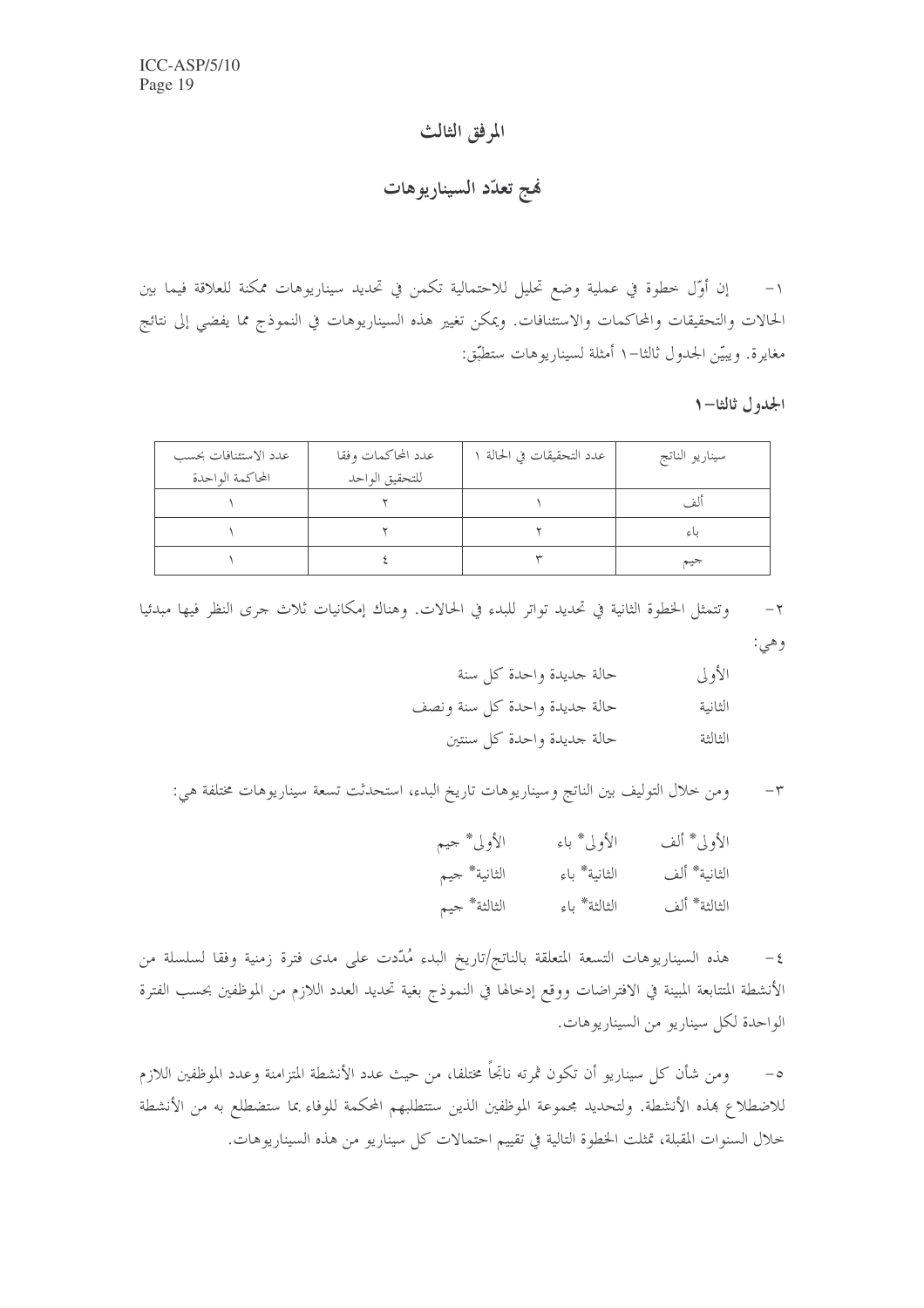# المرفق الثالث

## نهج تعدّد السيناريوهات

١- إن أوّل خطوة في عملية وضع تحليل للاحتمالية تكمن في تحديد سيناريوهات ممكنة للعلاقة فيما بين الحالات والتحقيقات والمحاكمات والاستئنافات. ويمكن تغيير هذه السيناريوهات في النموذج مما يفضي إلى نتائج مغايرة. ويبيّن الجدول ثالثا-١ أمثلة لسيناريوهات ستطبّق:

**الجدول ثالثا-١**

| سيناريو الناتج | عدد التحقيقات في الحالة ١ | عدد المحاكمات وفقا للتحقيق الواحد | عدد الاستئنافات بحسب المحاكمة الواحدة |
|---|---|---|---|
| ألف | ١ | ٢ | ١ |
| باء | ٢ | ٢ | ١ |
| جيم | ٣ | ٤ | ١ |

٢- وتتمثل الخطوة الثانية في تحديد تواتر للبدء في الحالات. وهناك إمكانيات ثلاث جرى النظر فيها مبدئيا وهي:

| | |
|---|---|
| الأولى | حالة جديدة واحدة كل سنة |
| الثانية | حالة جديدة واحدة كل سنة ونصف |
| الثالثة | حالة جديدة واحدة كل سنتين |

٣- ومن خلال التوليف بين الناتج وسيناريوهات تاريخ البدء، استحدثت تسعة سيناريوهات مختلفة هي:

| | | |
|---|---|---|
| الأولى* ألف | الأولى* باء | الأولى* جيم |
| الثانية* ألف | الثانية* باء | الثانية* جيم |
| الثالثة* ألف | الثالثة* باء | الثالثة* جيم |

٤- هذه السيناريوهات التسعة المتعلقة بالناتج/تاريخ البدء مُدّدت على مدى فترة زمنية وفقا لسلسلة من الأنشطة المتتابعة المبينة في الافتراضات ووقع إدخالها في النموذج بغية تحديد العدد اللازم من الموظفين بحسب الفترة الواحدة لكل سيناريو من السيناريوهات.

٥- ومن شأن كل سيناريو أن تكون ثمرته ناتجاً مختلفا، من حيث عدد الأنشطة المتزامنة وعدد الموظفين اللازم للاضطلاع بهذه الأنشطة. ولتحديد مجموعة الموظفين الذين ستتطلبهم المحكمة للوفاء بما ستضطلع به من الأنشطة خلال السنوات المقبلة، تمثلت الخطوة التالية في تقييم احتمالات كل سيناريو من هذه السيناريوهات.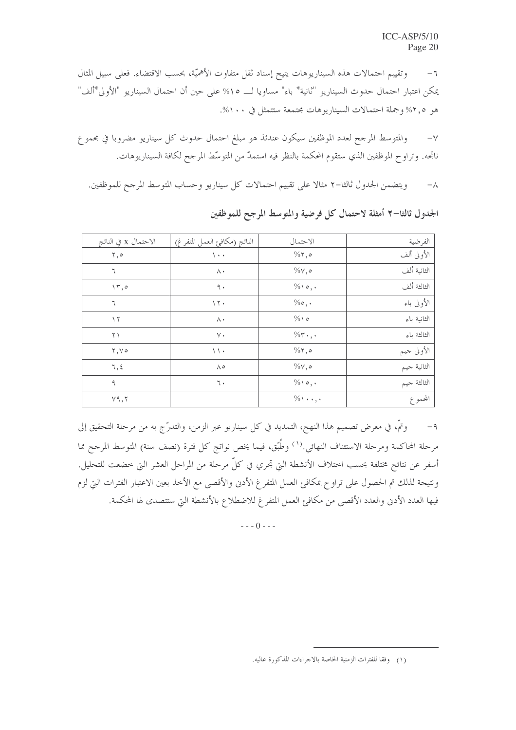٦- وتقييم احتمالات هذه السيناريوهات يتيح إسناد ثقل متفاوت الأهميّة، بحسب الاقتضاء. فعلى سبيل المثال يمكن اعتبار احتمال حدوث السيناريو "ثانية* باء" مساويا لـ ١٥% على حين أن احتمال السيناريو "الأولى*ألف" هو ٢,٥% وجملة احتمالات السيناريوهات مجتمعة ستتمثل في ١٠٠%.

٧- والمتوسط المرجح لعدد الموظفين سيكون عندئذ هو مبلغ احتمال حدوث كل سيناريو مضروبا في مجموع ناتجه. وتراوح الموظفين الذي ستقوم المحكمة بالنظر فيه استمدّ من المتوسّط المرجح لكافة السيناريوهات.

٨- ويتضمن الجدول ثالثا-٢ مثالا على تقييم احتمالات كل سيناريو وحساب المتوسط المرجح للموظفين.

**الجدول ثالثا-٢ أمثلة لاحتمال كل فرضية والمتوسط المرجح للموظفين**

| الفرضية | الاحتمال | الناتج (مكافئ العمل المتفرغ) | الاحتمال x في الناتج |
|---|---|---|---|
| الأولى ألف | ٢,٥% | ١٠٠ | ٢,٥ |
| الثانية ألف | ٧,٥% | ٨٠ | ٦ |
| الثالثة ألف | ١٥,٠% | ٩٠ | ١٣,٥ |
| الأولى باء | ٥,٠% | ١٢٠ | ٦ |
| الثانية باء | ١٥% | ٨٠ | ١٢ |
| الثالثة باء | ٣٠,٠% | ٧٠ | ٢١ |
| الأولى جيم | ٢,٥% | ١١٠ | ٢,٧٥ |
| الثانية جيم | ٧,٥% | ٨٥ | ٦,٤ |
| الثالثة جيم | ١٥,٠% | ٦٠ | ٩ |
| المجموع | ١٠٠,٠% | | ٧٩,٢ |

٩- وتمّ، في معرض تصميم هذا النهج، التمديد في كل سيناريو عبر الزمن، والتدرّج به من مرحلة التحقيق إلى مرحلة المحاكمة ومرحلة الاستئناف النهائي.[1] وطُبّق، فيما يخص نواتج كل فترة (نصف سنة) المتوسط المرجح مما أسفر عن نتائج مختلفة بحسب اختلاف الأنشطة التي تجري في كلّ مرحلة من المراحل العشر التي خضعت للتحليل. ونتيجة لذلك تم الحصول على تراوح بمكافئ العمل المتفرغ الأدنى والأقصى مع الأخذ بعين الاعتبار الفترات التي لزم فيها العدد الأدنى والعدد الأقصى من مكافئ العمل المتفرغ للاضطلاع بالأنشطة التي ستتصدى لها المحكمة.

- - - 0 - - -

(١) وفقا للفترات الزمنية الخاصة بالاجراءات المذكورة عاليه.